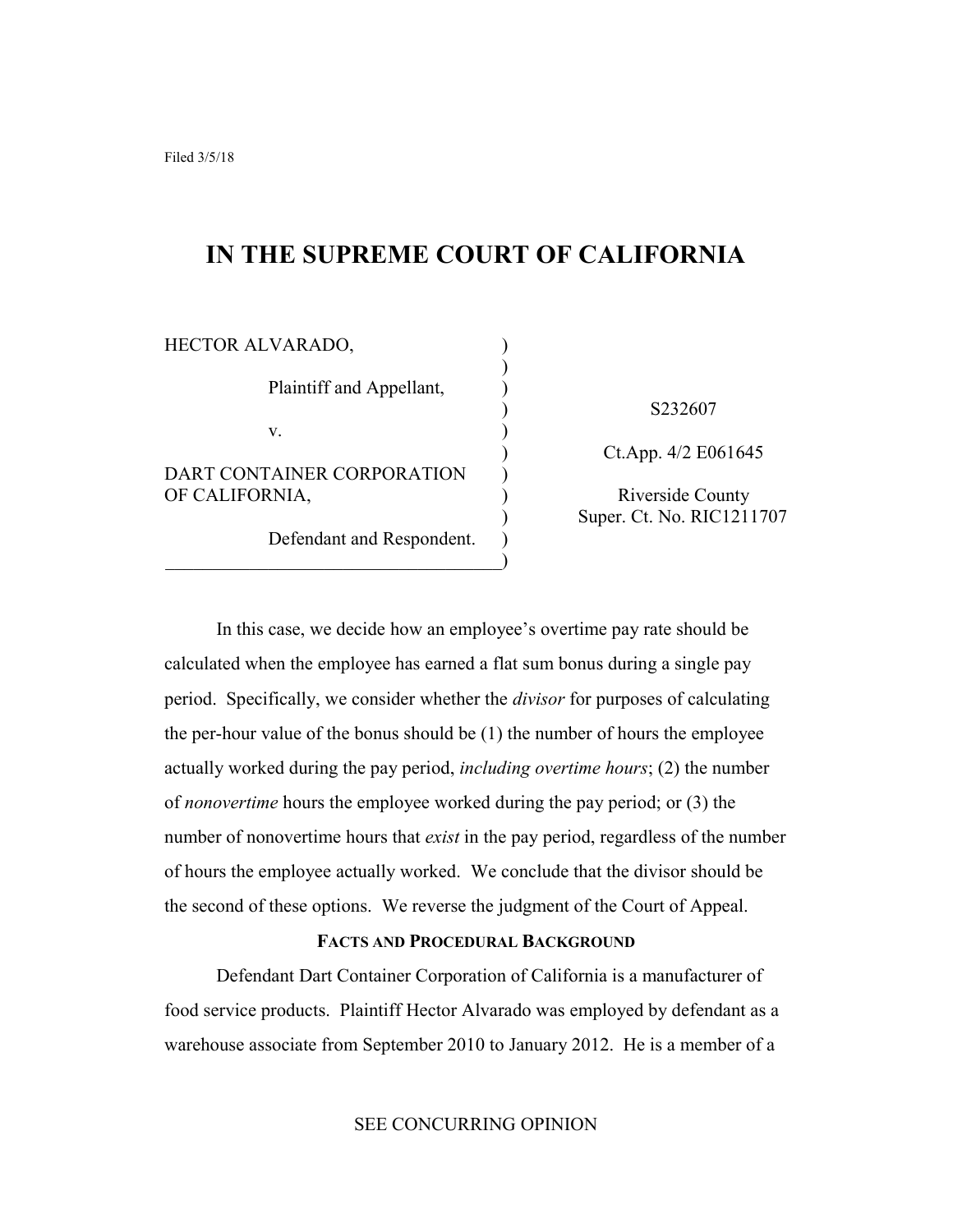Filed 3/5/18

# IN THE SUPREME COURT OF CALIFORNIA

HECTOR ALVARADO,

Plaintiff and Appellant,

v.

DART CONTAINER CORPORATION OF CALIFORNIA,

Defendant and Respondent.

S232607

Ct.App. 4/2 E061645

Riverside County Super. Ct. No. RIC1211707

In this case, we decide how an employee's overtime pay rate should be calculated when the employee has earned a flat sum bonus during a single pay period. Specifically, we consider whether the *divisor* for purposes of calculating the per-hour value of the bonus should be (1) the number of hours the employee actually worked during the pay period, *including overtime hours*; (2) the number of *nonovertime* hours the employee worked during the pay period; or (3) the number of nonovertime hours that *exist* in the pay period, regardless of the number of hours the employee actually worked. We conclude that the divisor should be the second of these options. We reverse the judgment of the Court of Appeal.

## FACTS AND PROCEDURAL BACKGROUND

Defendant Dart Container Corporation of California is a manufacturer of food service products. Plaintiff Hector Alvarado was employed by defendant as a warehouse associate from September 2010 to January 2012. He is a member of a

SEE CONCURRING OPINION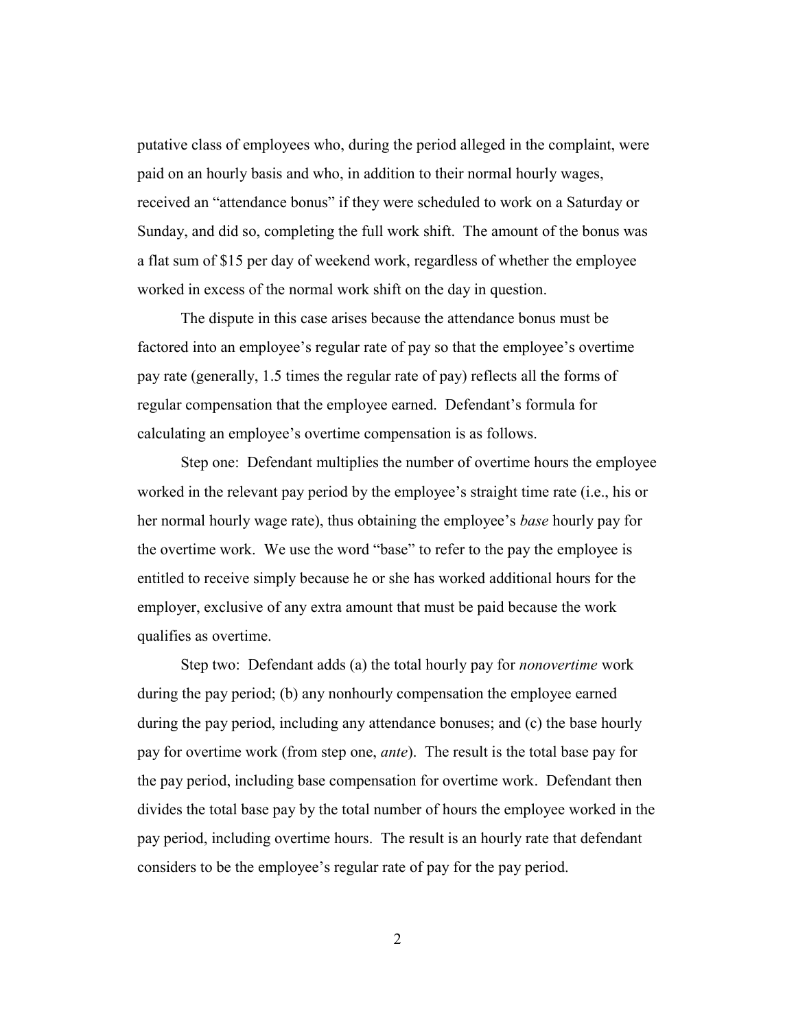putative class of employees who, during the period alleged in the complaint, were paid on an hourly basis and who, in addition to their normal hourly wages, received an "attendance bonus" if they were scheduled to work on a Saturday or Sunday, and did so, completing the full work shift. The amount of the bonus was a flat sum of $15 per day of weekend work, regardless of whether the employee worked in excess of the normal work shift on the day in question.

The dispute in this case arises because the attendance bonus must be factored into an employee's regular rate of pay so that the employee's overtime pay rate (generally, 1.5 times the regular rate of pay) reflects all the forms of regular compensation that the employee earned. Defendant's formula for calculating an employee's overtime compensation is as follows.

Step one: Defendant multiplies the number of overtime hours the employee worked in the relevant pay period by the employee's straight time rate (i.e., his or her normal hourly wage rate), thus obtaining the employee's *base* hourly pay for the overtime work. We use the word "base" to refer to the pay the employee is entitled to receive simply because he or she has worked additional hours for the employer, exclusive of any extra amount that must be paid because the work qualifies as overtime.

Step two: Defendant adds (a) the total hourly pay for *nonovertime* work during the pay period; (b) any nonhourly compensation the employee earned during the pay period, including any attendance bonuses; and (c) the base hourly pay for overtime work (from step one, *ante*). The result is the total base pay for the pay period, including base compensation for overtime work. Defendant then divides the total base pay by the total number of hours the employee worked in the pay period, including overtime hours. The result is an hourly rate that defendant considers to be the employee's regular rate of pay for the pay period.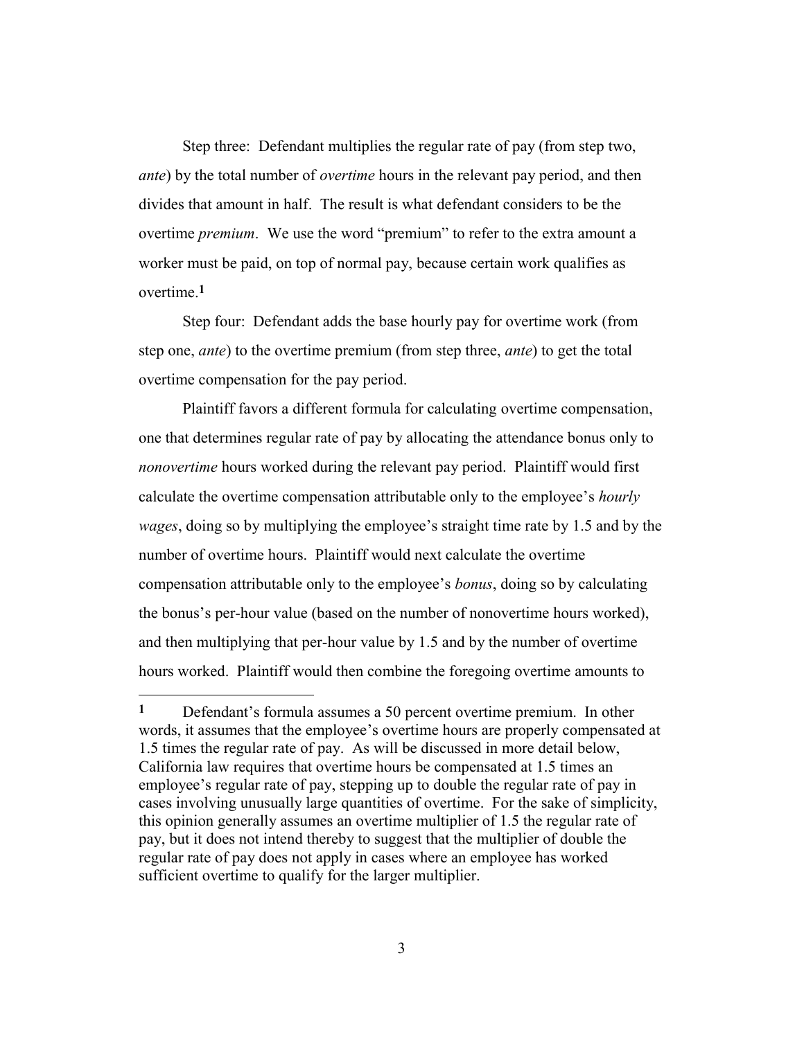Step three: Defendant multiplies the regular rate of pay (from step two, *ante*) by the total number of *overtime* hours in the relevant pay period, and then divides that amount in half. The result is what defendant considers to be the overtime *premium*. We use the word "premium" to refer to the extra amount a worker must be paid, on top of normal pay, because certain work qualifies as overtime.[1]

Step four: Defendant adds the base hourly pay for overtime work (from step one, *ante*) to the overtime premium (from step three, *ante*) to get the total overtime compensation for the pay period.

Plaintiff favors a different formula for calculating overtime compensation, one that determines regular rate of pay by allocating the attendance bonus only to *nonovertime* hours worked during the relevant pay period. Plaintiff would first calculate the overtime compensation attributable only to the employee's *hourly wages*, doing so by multiplying the employee's straight time rate by 1.5 and by the number of overtime hours. Plaintiff would next calculate the overtime compensation attributable only to the employee's *bonus*, doing so by calculating the bonus's per-hour value (based on the number of nonovertime hours worked), and then multiplying that per-hour value by 1.5 and by the number of overtime hours worked. Plaintiff would then combine the foregoing overtime amounts to

---

[1] Defendant's formula assumes a 50 percent overtime premium. In other words, it assumes that the employee's overtime hours are properly compensated at 1.5 times the regular rate of pay. As will be discussed in more detail below, California law requires that overtime hours be compensated at 1.5 times an employee's regular rate of pay, stepping up to double the regular rate of pay in cases involving unusually large quantities of overtime. For the sake of simplicity, this opinion generally assumes an overtime multiplier of 1.5 the regular rate of pay, but it does not intend thereby to suggest that the multiplier of double the regular rate of pay does not apply in cases where an employee has worked sufficient overtime to qualify for the larger multiplier.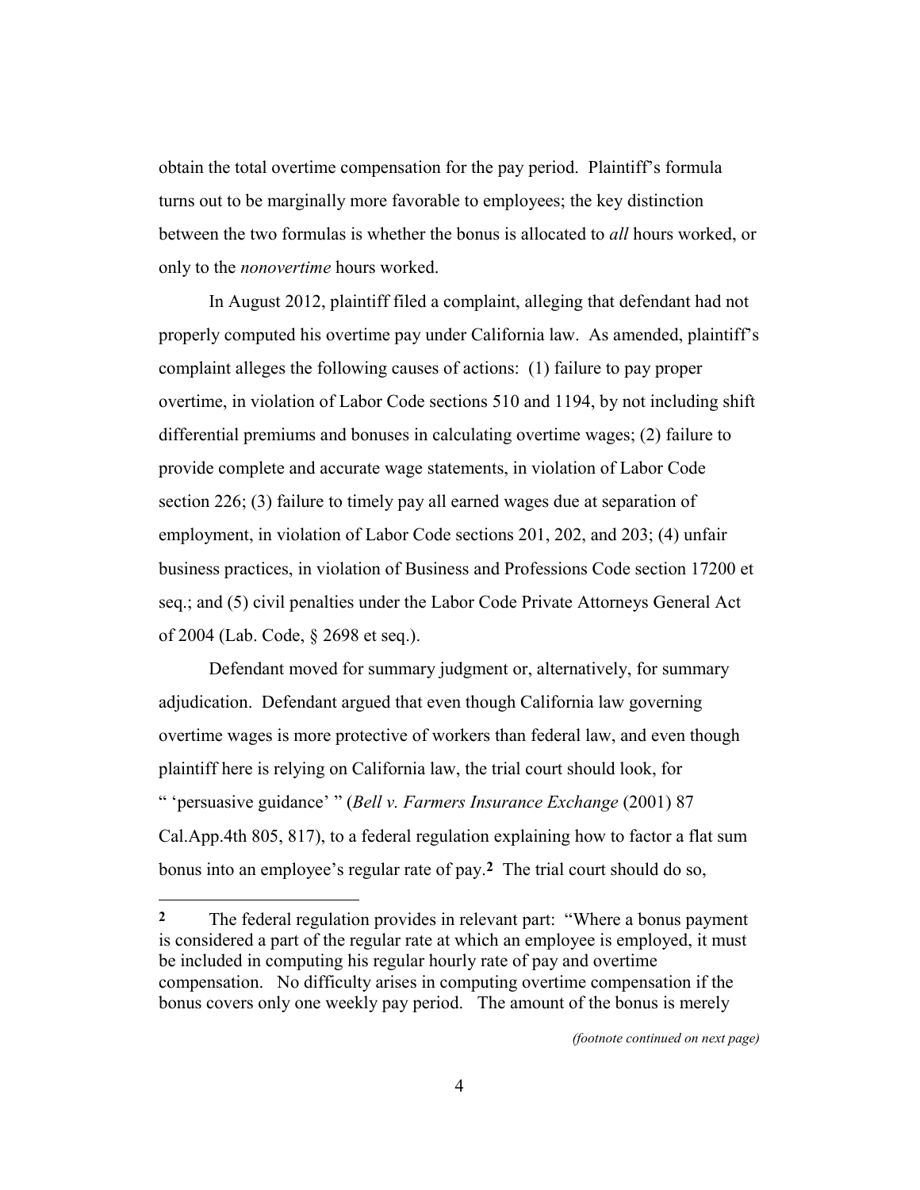obtain the total overtime compensation for the pay period. Plaintiff's formula turns out to be marginally more favorable to employees; the key distinction between the two formulas is whether the bonus is allocated to *all* hours worked, or only to the *nonovertime* hours worked.

In August 2012, plaintiff filed a complaint, alleging that defendant had not properly computed his overtime pay under California law. As amended, plaintiff's complaint alleges the following causes of actions: (1) failure to pay proper overtime, in violation of Labor Code sections 510 and 1194, by not including shift differential premiums and bonuses in calculating overtime wages; (2) failure to provide complete and accurate wage statements, in violation of Labor Code section 226; (3) failure to timely pay all earned wages due at separation of employment, in violation of Labor Code sections 201, 202, and 203; (4) unfair business practices, in violation of Business and Professions Code section 17200 et seq.; and (5) civil penalties under the Labor Code Private Attorneys General Act of 2004 (Lab. Code, § 2698 et seq.).

Defendant moved for summary judgment or, alternatively, for summary adjudication. Defendant argued that even though California law governing overtime wages is more protective of workers than federal law, and even though plaintiff here is relying on California law, the trial court should look, for " 'persuasive guidance' " (*Bell v. Farmers Insurance Exchange* (2001) 87 Cal.App.4th 805, 817), to a federal regulation explaining how to factor a flat sum bonus into an employee's regular rate of pay.[2] The trial court should do so,

---

[2] The federal regulation provides in relevant part: "Where a bonus payment is considered a part of the regular rate at which an employee is employed, it must be included in computing his regular hourly rate of pay and overtime compensation. No difficulty arises in computing overtime compensation if the bonus covers only one weekly pay period. The amount of the bonus is merely

*(footnote continued on next page)*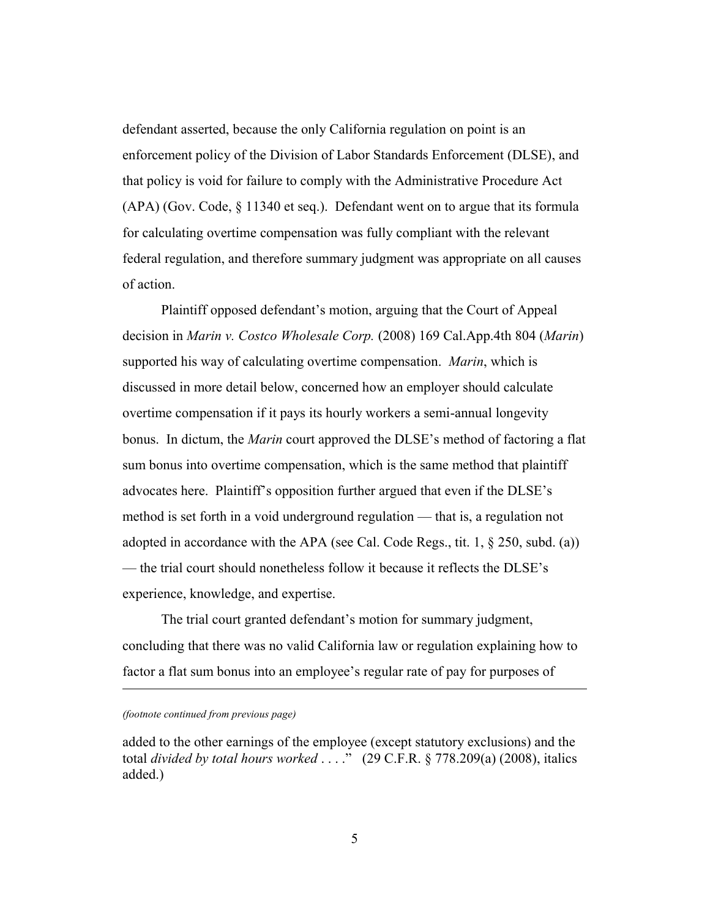defendant asserted, because the only California regulation on point is an enforcement policy of the Division of Labor Standards Enforcement (DLSE), and that policy is void for failure to comply with the Administrative Procedure Act (APA) (Gov. Code, § 11340 et seq.). Defendant went on to argue that its formula for calculating overtime compensation was fully compliant with the relevant federal regulation, and therefore summary judgment was appropriate on all causes of action.

Plaintiff opposed defendant's motion, arguing that the Court of Appeal decision in *Marin v. Costco Wholesale Corp.* (2008) 169 Cal.App.4th 804 (*Marin*) supported his way of calculating overtime compensation. *Marin*, which is discussed in more detail below, concerned how an employer should calculate overtime compensation if it pays its hourly workers a semi-annual longevity bonus. In dictum, the *Marin* court approved the DLSE's method of factoring a flat sum bonus into overtime compensation, which is the same method that plaintiff advocates here. Plaintiff's opposition further argued that even if the DLSE's method is set forth in a void underground regulation — that is, a regulation not adopted in accordance with the APA (see Cal. Code Regs., tit. 1, § 250, subd. (a)) — the trial court should nonetheless follow it because it reflects the DLSE's experience, knowledge, and expertise.

The trial court granted defendant's motion for summary judgment, concluding that there was no valid California law or regulation explaining how to factor a flat sum bonus into an employee's regular rate of pay for purposes of

---

*(footnote continued from previous page)*

added to the other earnings of the employee (except statutory exclusions) and the total *divided by total hours worked* . . . ." (29 C.F.R. § 778.209(a) (2008), italics added.)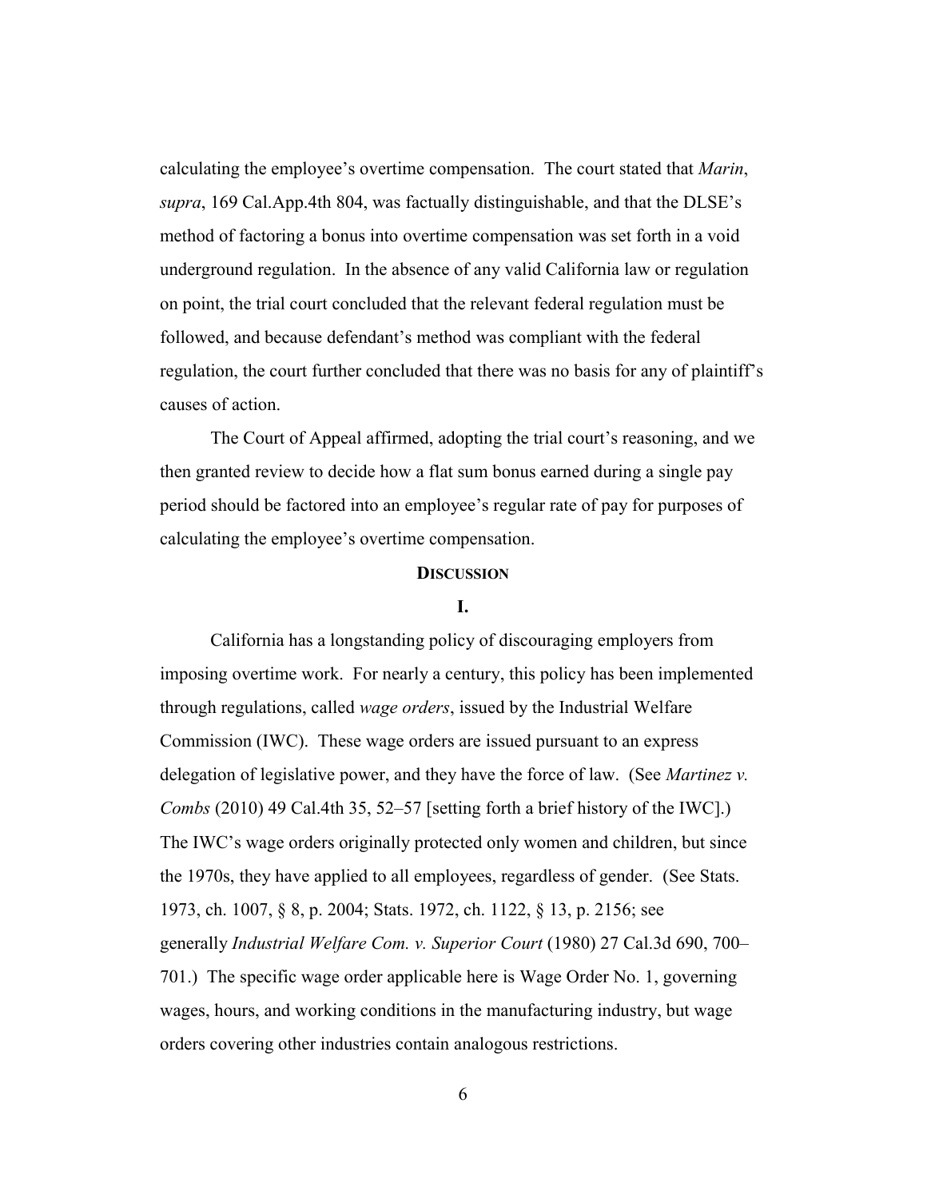calculating the employee's overtime compensation. The court stated that *Marin*, *supra*, 169 Cal.App.4th 804, was factually distinguishable, and that the DLSE's method of factoring a bonus into overtime compensation was set forth in a void underground regulation. In the absence of any valid California law or regulation on point, the trial court concluded that the relevant federal regulation must be followed, and because defendant's method was compliant with the federal regulation, the court further concluded that there was no basis for any of plaintiff's causes of action.

The Court of Appeal affirmed, adopting the trial court's reasoning, and we then granted review to decide how a flat sum bonus earned during a single pay period should be factored into an employee's regular rate of pay for purposes of calculating the employee's overtime compensation.

## DISCUSSION

### I.

California has a longstanding policy of discouraging employers from imposing overtime work. For nearly a century, this policy has been implemented through regulations, called *wage orders*, issued by the Industrial Welfare Commission (IWC). These wage orders are issued pursuant to an express delegation of legislative power, and they have the force of law. (See *Martinez v. Combs* (2010) 49 Cal.4th 35, 52–57 [setting forth a brief history of the IWC].) The IWC's wage orders originally protected only women and children, but since the 1970s, they have applied to all employees, regardless of gender. (See Stats. 1973, ch. 1007, § 8, p. 2004; Stats. 1972, ch. 1122, § 13, p. 2156; see generally *Industrial Welfare Com. v. Superior Court* (1980) 27 Cal.3d 690, 700–701.) The specific wage order applicable here is Wage Order No. 1, governing wages, hours, and working conditions in the manufacturing industry, but wage orders covering other industries contain analogous restrictions.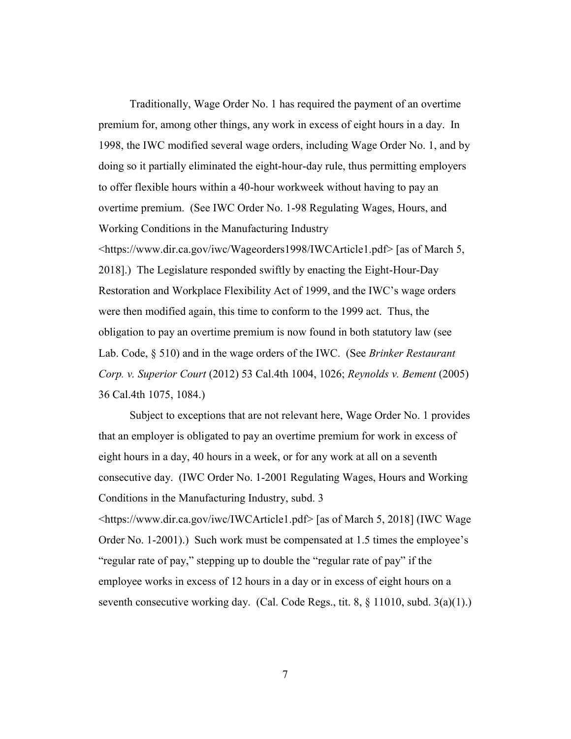Traditionally, Wage Order No. 1 has required the payment of an overtime premium for, among other things, any work in excess of eight hours in a day. In 1998, the IWC modified several wage orders, including Wage Order No. 1, and by doing so it partially eliminated the eight-hour-day rule, thus permitting employers to offer flexible hours within a 40-hour workweek without having to pay an overtime premium. (See IWC Order No. 1-98 Regulating Wages, Hours, and Working Conditions in the Manufacturing Industry <https://www.dir.ca.gov/iwc/Wageorders1998/IWCArticle1.pdf> [as of March 5, 2018].) The Legislature responded swiftly by enacting the Eight-Hour-Day Restoration and Workplace Flexibility Act of 1999, and the IWC's wage orders were then modified again, this time to conform to the 1999 act. Thus, the obligation to pay an overtime premium is now found in both statutory law (see Lab. Code, § 510) and in the wage orders of the IWC. (See *Brinker Restaurant Corp. v. Superior Court* (2012) 53 Cal.4th 1004, 1026; *Reynolds v. Bement* (2005) 36 Cal.4th 1075, 1084.)

Subject to exceptions that are not relevant here, Wage Order No. 1 provides that an employer is obligated to pay an overtime premium for work in excess of eight hours in a day, 40 hours in a week, or for any work at all on a seventh consecutive day. (IWC Order No. 1-2001 Regulating Wages, Hours and Working Conditions in the Manufacturing Industry, subd. 3 <https://www.dir.ca.gov/iwc/IWCArticle1.pdf> [as of March 5, 2018] (IWC Wage Order No. 1-2001).) Such work must be compensated at 1.5 times the employee's "regular rate of pay," stepping up to double the "regular rate of pay" if the employee works in excess of 12 hours in a day or in excess of eight hours on a seventh consecutive working day. (Cal. Code Regs., tit. 8, § 11010, subd. 3(a)(1).)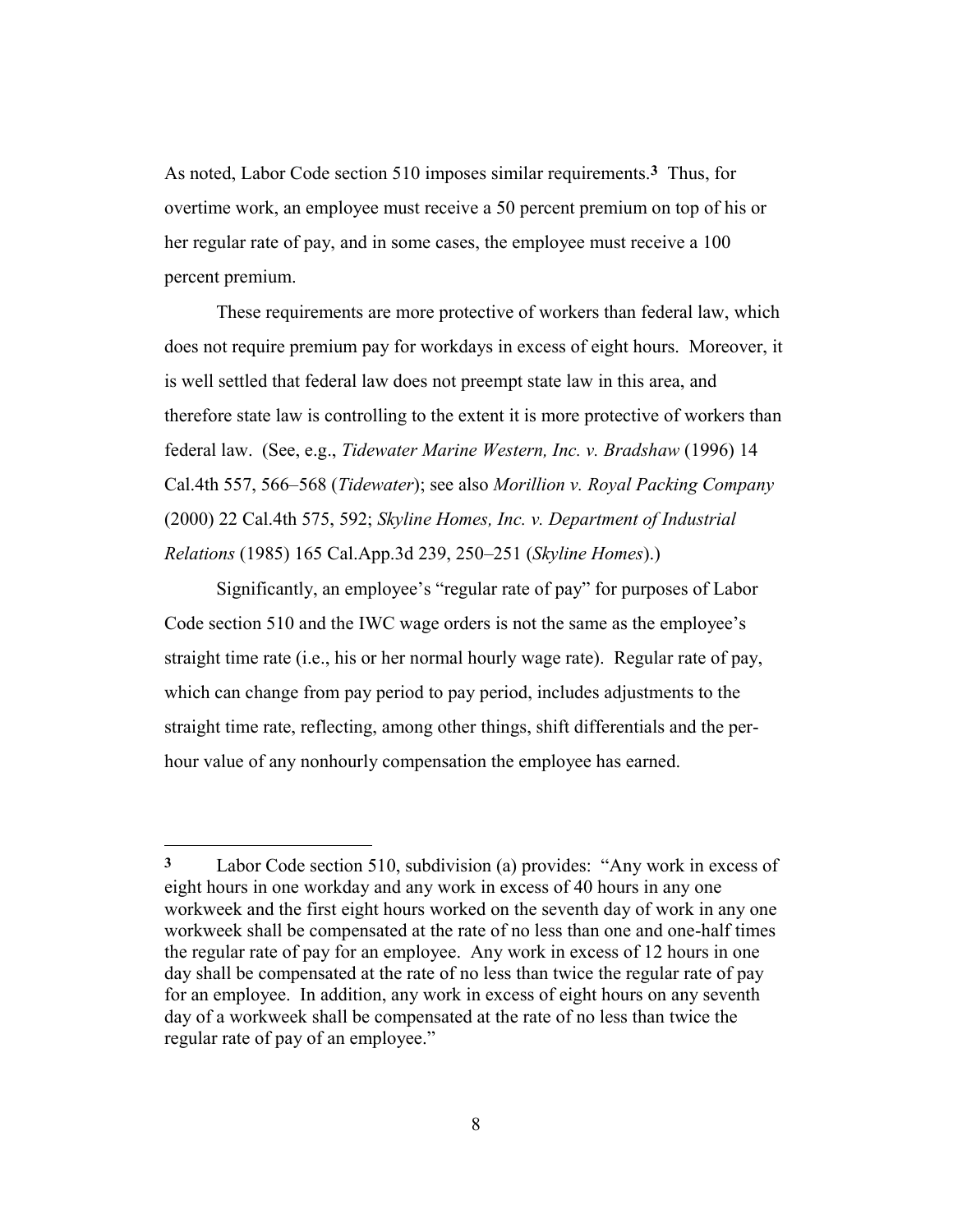As noted, Labor Code section 510 imposes similar requirements.[3] Thus, for overtime work, an employee must receive a 50 percent premium on top of his or her regular rate of pay, and in some cases, the employee must receive a 100 percent premium.

These requirements are more protective of workers than federal law, which does not require premium pay for workdays in excess of eight hours. Moreover, it is well settled that federal law does not preempt state law in this area, and therefore state law is controlling to the extent it is more protective of workers than federal law. (See, e.g., *Tidewater Marine Western, Inc. v. Bradshaw* (1996) 14 Cal.4th 557, 566–568 (*Tidewater*); see also *Morillion v. Royal Packing Company* (2000) 22 Cal.4th 575, 592; *Skyline Homes, Inc. v. Department of Industrial Relations* (1985) 165 Cal.App.3d 239, 250–251 (*Skyline Homes*).)

Significantly, an employee's "regular rate of pay" for purposes of Labor Code section 510 and the IWC wage orders is not the same as the employee's straight time rate (i.e., his or her normal hourly wage rate). Regular rate of pay, which can change from pay period to pay period, includes adjustments to the straight time rate, reflecting, among other things, shift differentials and the per-hour value of any nonhourly compensation the employee has earned.

---

[3] Labor Code section 510, subdivision (a) provides: "Any work in excess of eight hours in one workday and any work in excess of 40 hours in any one workweek and the first eight hours worked on the seventh day of work in any one workweek shall be compensated at the rate of no less than one and one-half times the regular rate of pay for an employee. Any work in excess of 12 hours in one day shall be compensated at the rate of no less than twice the regular rate of pay for an employee. In addition, any work in excess of eight hours on any seventh day of a workweek shall be compensated at the rate of no less than twice the regular rate of pay of an employee."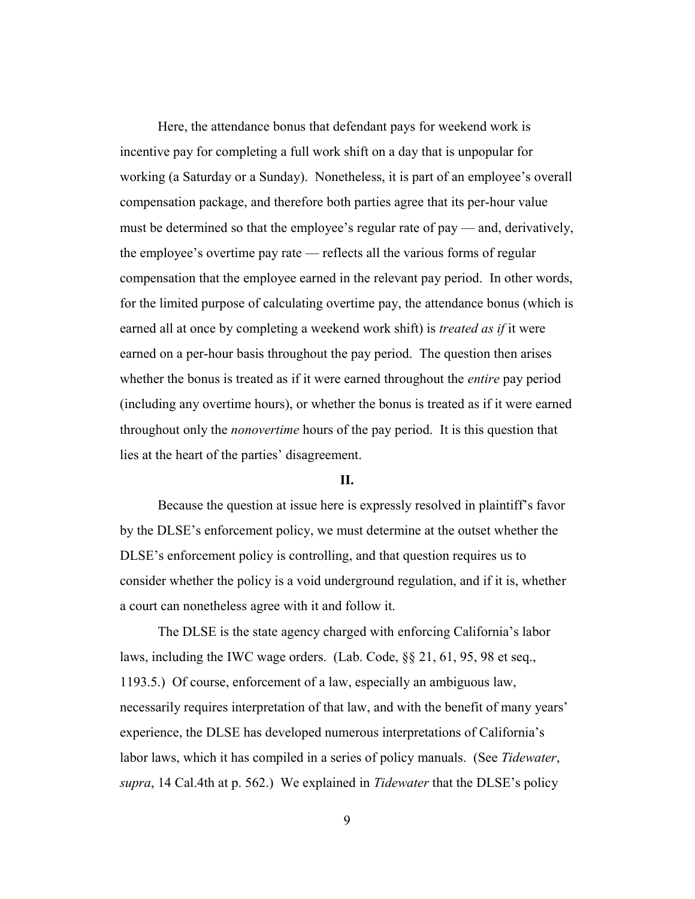Here, the attendance bonus that defendant pays for weekend work is incentive pay for completing a full work shift on a day that is unpopular for working (a Saturday or a Sunday). Nonetheless, it is part of an employee's overall compensation package, and therefore both parties agree that its per-hour value must be determined so that the employee's regular rate of pay — and, derivatively, the employee's overtime pay rate — reflects all the various forms of regular compensation that the employee earned in the relevant pay period. In other words, for the limited purpose of calculating overtime pay, the attendance bonus (which is earned all at once by completing a weekend work shift) is *treated as if* it were earned on a per-hour basis throughout the pay period. The question then arises whether the bonus is treated as if it were earned throughout the *entire* pay period (including any overtime hours), or whether the bonus is treated as if it were earned throughout only the *nonovertime* hours of the pay period. It is this question that lies at the heart of the parties' disagreement.

## II.

Because the question at issue here is expressly resolved in plaintiff's favor by the DLSE's enforcement policy, we must determine at the outset whether the DLSE's enforcement policy is controlling, and that question requires us to consider whether the policy is a void underground regulation, and if it is, whether a court can nonetheless agree with it and follow it.

The DLSE is the state agency charged with enforcing California's labor laws, including the IWC wage orders. (Lab. Code, §§ 21, 61, 95, 98 et seq., 1193.5.) Of course, enforcement of a law, especially an ambiguous law, necessarily requires interpretation of that law, and with the benefit of many years' experience, the DLSE has developed numerous interpretations of California's labor laws, which it has compiled in a series of policy manuals. (See *Tidewater*, *supra*, 14 Cal.4th at p. 562.) We explained in *Tidewater* that the DLSE's policy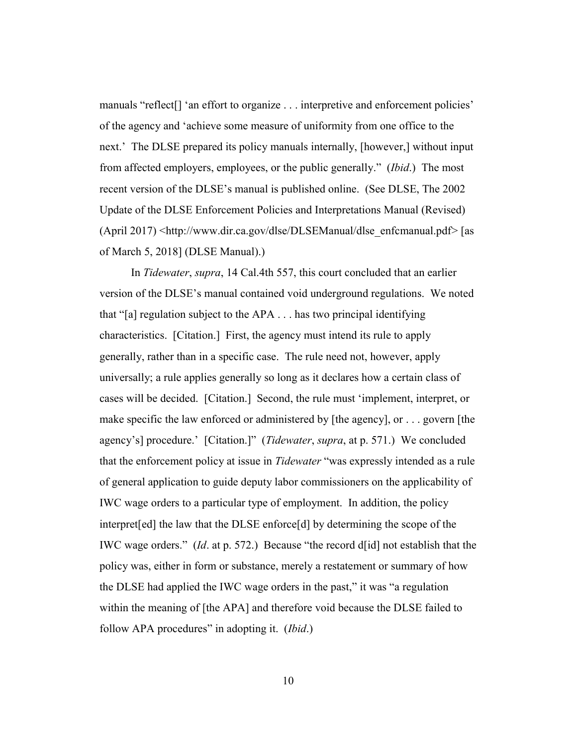manuals “reflect[] ‘an effort to organize . . . interpretive and enforcement policies’ of the agency and ‘achieve some measure of uniformity from one office to the next.’ The DLSE prepared its policy manuals internally, [however,] without input from affected employers, employees, or the public generally.” (*Ibid*.) The most recent version of the DLSE’s manual is published online. (See DLSE, The 2002 Update of the DLSE Enforcement Policies and Interpretations Manual (Revised) (April 2017) <http://www.dir.ca.gov/dlse/DLSEManual/dlse_enfcmanual.pdf> [as of March 5, 2018] (DLSE Manual).)

In *Tidewater*, *supra*, 14 Cal.4th 557, this court concluded that an earlier version of the DLSE’s manual contained void underground regulations. We noted that “[a] regulation subject to the APA . . . has two principal identifying characteristics. [Citation.] First, the agency must intend its rule to apply generally, rather than in a specific case. The rule need not, however, apply universally; a rule applies generally so long as it declares how a certain class of cases will be decided. [Citation.] Second, the rule must ‘implement, interpret, or make specific the law enforced or administered by [the agency], or . . . govern [the agency’s] procedure.’ [Citation.]” (*Tidewater*, *supra*, at p. 571.) We concluded that the enforcement policy at issue in *Tidewater* “was expressly intended as a rule of general application to guide deputy labor commissioners on the applicability of IWC wage orders to a particular type of employment. In addition, the policy interpret[ed] the law that the DLSE enforce[d] by determining the scope of the IWC wage orders.” (*Id*. at p. 572.) Because “the record d[id] not establish that the policy was, either in form or substance, merely a restatement or summary of how the DLSE had applied the IWC wage orders in the past,” it was “a regulation within the meaning of [the APA] and therefore void because the DLSE failed to follow APA procedures” in adopting it. (*Ibid*.)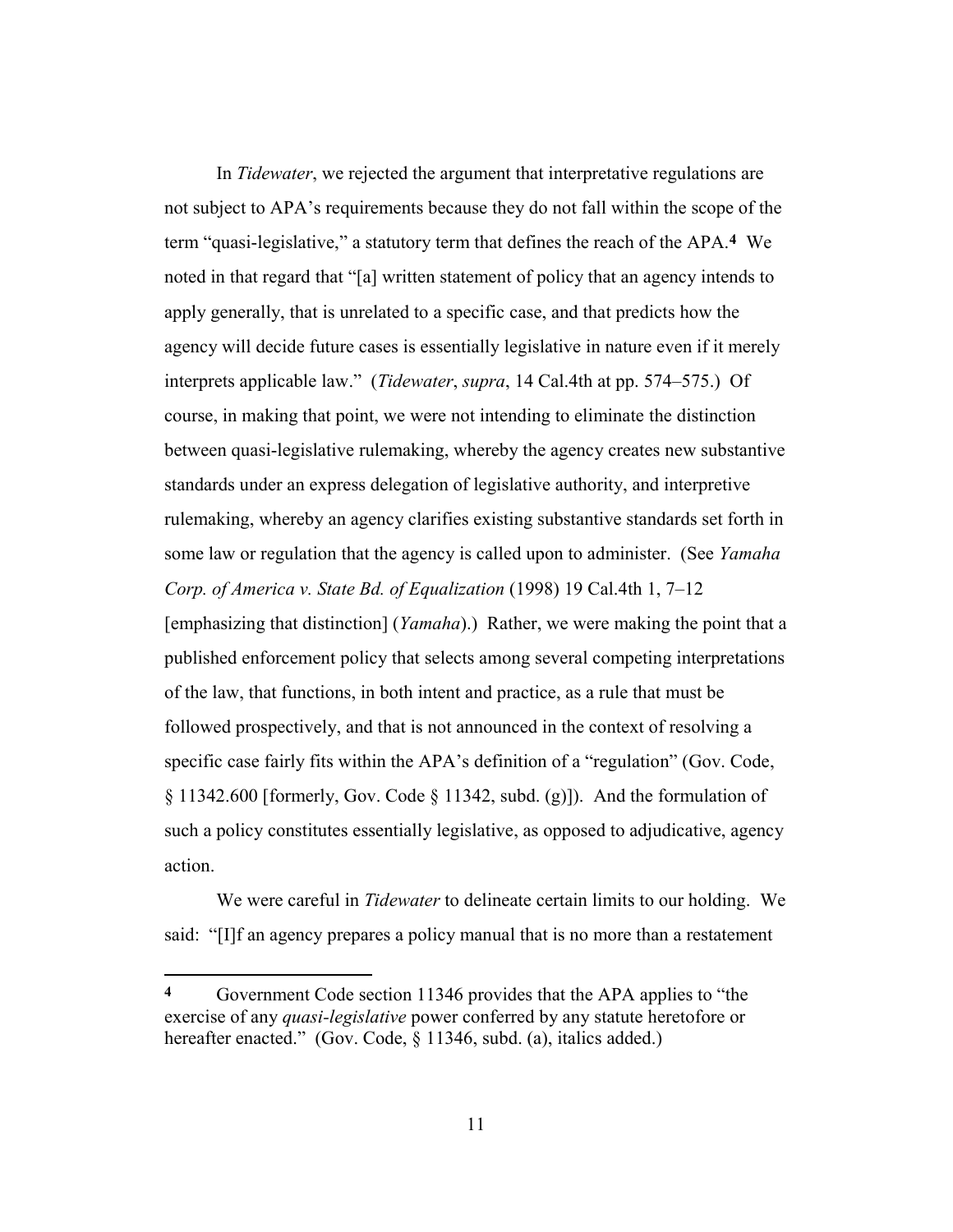In *Tidewater*, we rejected the argument that interpretative regulations are not subject to APA's requirements because they do not fall within the scope of the term "quasi-legislative," a statutory term that defines the reach of the APA.[4] We noted in that regard that "[a] written statement of policy that an agency intends to apply generally, that is unrelated to a specific case, and that predicts how the agency will decide future cases is essentially legislative in nature even if it merely interprets applicable law." (*Tidewater*, *supra*, 14 Cal.4th at pp. 574–575.) Of course, in making that point, we were not intending to eliminate the distinction between quasi-legislative rulemaking, whereby the agency creates new substantive standards under an express delegation of legislative authority, and interpretive rulemaking, whereby an agency clarifies existing substantive standards set forth in some law or regulation that the agency is called upon to administer. (See *Yamaha Corp. of America v. State Bd. of Equalization* (1998) 19 Cal.4th 1, 7–12 [emphasizing that distinction] (*Yamaha*).) Rather, we were making the point that a published enforcement policy that selects among several competing interpretations of the law, that functions, in both intent and practice, as a rule that must be followed prospectively, and that is not announced in the context of resolving a specific case fairly fits within the APA's definition of a "regulation" (Gov. Code, § 11342.600 [formerly, Gov. Code § 11342, subd. (g)]). And the formulation of such a policy constitutes essentially legislative, as opposed to adjudicative, agency action.

We were careful in *Tidewater* to delineate certain limits to our holding. We said: "[I]f an agency prepares a policy manual that is no more than a restatement

---

**4** Government Code section 11346 provides that the APA applies to "the exercise of any *quasi-legislative* power conferred by any statute heretofore or hereafter enacted." (Gov. Code, § 11346, subd. (a), italics added.)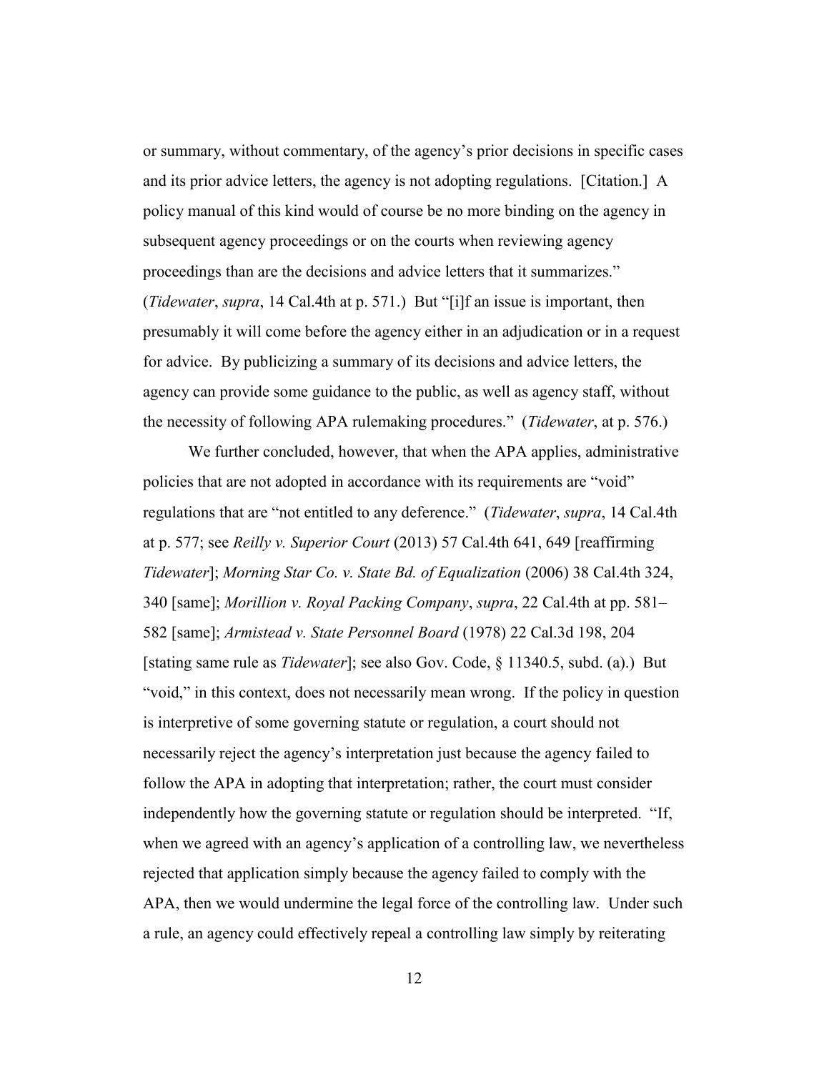or summary, without commentary, of the agency's prior decisions in specific cases and its prior advice letters, the agency is not adopting regulations. [Citation.] A policy manual of this kind would of course be no more binding on the agency in subsequent agency proceedings or on the courts when reviewing agency proceedings than are the decisions and advice letters that it summarizes." (*Tidewater*, *supra*, 14 Cal.4th at p. 571.) But "[i]f an issue is important, then presumably it will come before the agency either in an adjudication or in a request for advice. By publicizing a summary of its decisions and advice letters, the agency can provide some guidance to the public, as well as agency staff, without the necessity of following APA rulemaking procedures." (*Tidewater*, at p. 576.)

We further concluded, however, that when the APA applies, administrative policies that are not adopted in accordance with its requirements are "void" regulations that are "not entitled to any deference." (*Tidewater*, *supra*, 14 Cal.4th at p. 577; see *Reilly v. Superior Court* (2013) 57 Cal.4th 641, 649 [reaffirming *Tidewater*]; *Morning Star Co. v. State Bd. of Equalization* (2006) 38 Cal.4th 324, 340 [same]; *Morillion v. Royal Packing Company*, *supra*, 22 Cal.4th at pp. 581–582 [same]; *Armistead v. State Personnel Board* (1978) 22 Cal.3d 198, 204 [stating same rule as *Tidewater*]; see also Gov. Code, § 11340.5, subd. (a).) But "void," in this context, does not necessarily mean wrong. If the policy in question is interpretive of some governing statute or regulation, a court should not necessarily reject the agency's interpretation just because the agency failed to follow the APA in adopting that interpretation; rather, the court must consider independently how the governing statute or regulation should be interpreted. "If, when we agreed with an agency's application of a controlling law, we nevertheless rejected that application simply because the agency failed to comply with the APA, then we would undermine the legal force of the controlling law. Under such a rule, an agency could effectively repeal a controlling law simply by reiterating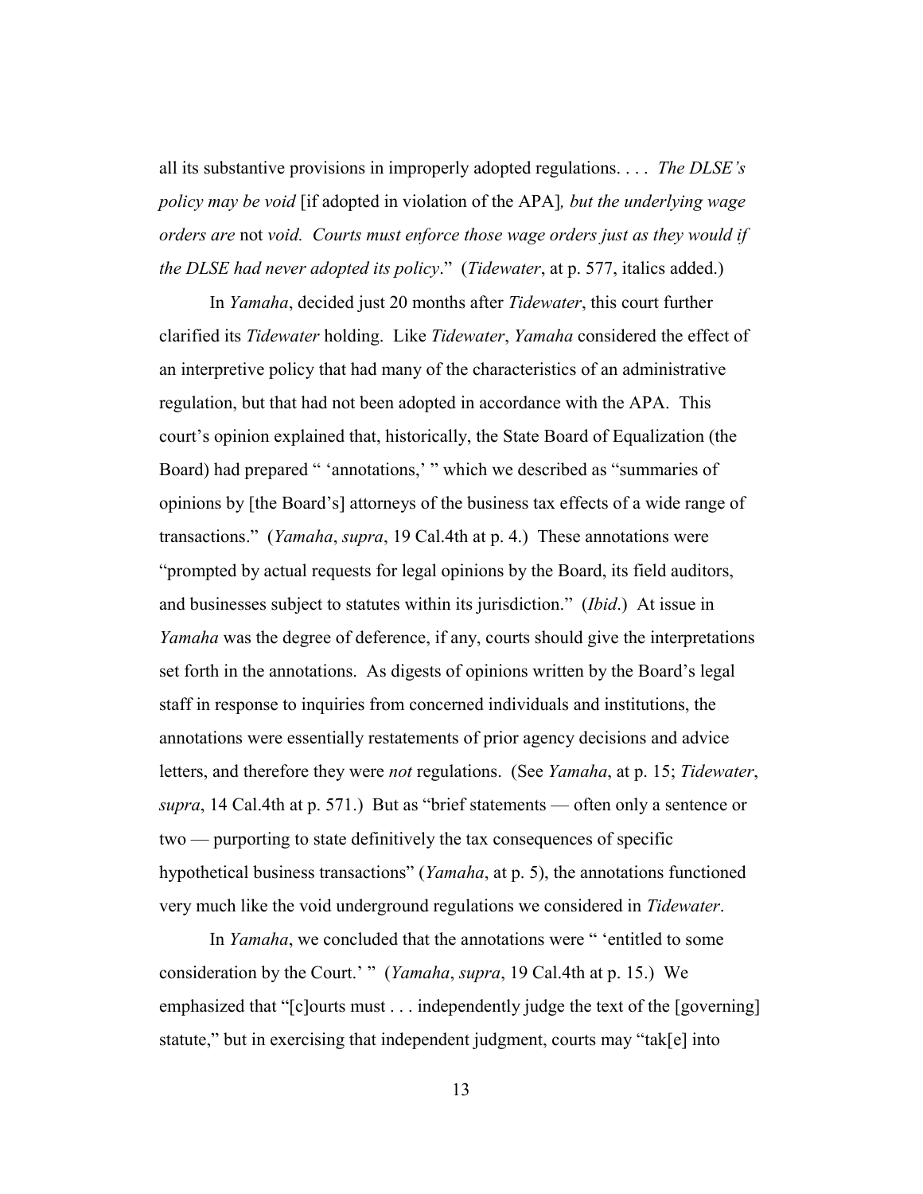all its substantive provisions in improperly adopted regulations. . . . *The DLSE's policy may be void* [if adopted in violation of the APA]*, but the underlying wage orders are* not *void. Courts must enforce those wage orders just as they would if the DLSE had never adopted its policy*." (*Tidewater*, at p. 577, italics added.)

In *Yamaha*, decided just 20 months after *Tidewater*, this court further clarified its *Tidewater* holding. Like *Tidewater*, *Yamaha* considered the effect of an interpretive policy that had many of the characteristics of an administrative regulation, but that had not been adopted in accordance with the APA. This court's opinion explained that, historically, the State Board of Equalization (the Board) had prepared " 'annotations,' " which we described as "summaries of opinions by [the Board's] attorneys of the business tax effects of a wide range of transactions." (*Yamaha*, *supra*, 19 Cal.4th at p. 4.) These annotations were "prompted by actual requests for legal opinions by the Board, its field auditors, and businesses subject to statutes within its jurisdiction." (*Ibid*.) At issue in *Yamaha* was the degree of deference, if any, courts should give the interpretations set forth in the annotations. As digests of opinions written by the Board's legal staff in response to inquiries from concerned individuals and institutions, the annotations were essentially restatements of prior agency decisions and advice letters, and therefore they were *not* regulations. (See *Yamaha*, at p. 15; *Tidewater*, *supra*, 14 Cal.4th at p. 571.) But as "brief statements — often only a sentence or two — purporting to state definitively the tax consequences of specific hypothetical business transactions" (*Yamaha*, at p. 5), the annotations functioned very much like the void underground regulations we considered in *Tidewater*.

In *Yamaha*, we concluded that the annotations were " 'entitled to some consideration by the Court.' " (*Yamaha*, *supra*, 19 Cal.4th at p. 15.) We emphasized that "[c]ourts must . . . independently judge the text of the [governing] statute," but in exercising that independent judgment, courts may "tak[e] into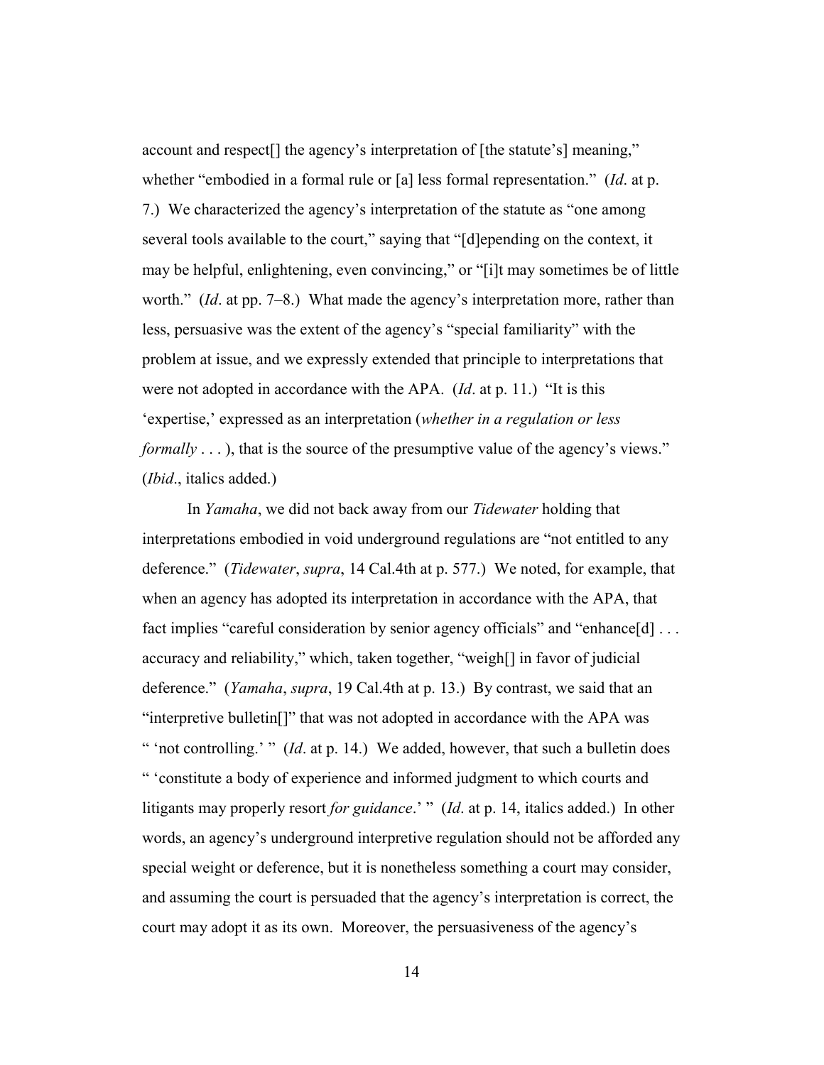account and respect[] the agency's interpretation of [the statute's] meaning," whether "embodied in a formal rule or [a] less formal representation." (*Id*. at p. 7.) We characterized the agency's interpretation of the statute as "one among several tools available to the court," saying that "[d]epending on the context, it may be helpful, enlightening, even convincing," or "[i]t may sometimes be of little worth." (*Id*. at pp. 7–8.) What made the agency's interpretation more, rather than less, persuasive was the extent of the agency's "special familiarity" with the problem at issue, and we expressly extended that principle to interpretations that were not adopted in accordance with the APA. (*Id*. at p. 11.) "It is this 'expertise,' expressed as an interpretation (*whether in a regulation or less formally* . . . ), that is the source of the presumptive value of the agency's views." (*Ibid*., italics added.)

In *Yamaha*, we did not back away from our *Tidewater* holding that interpretations embodied in void underground regulations are "not entitled to any deference." (*Tidewater*, *supra*, 14 Cal.4th at p. 577.) We noted, for example, that when an agency has adopted its interpretation in accordance with the APA, that fact implies "careful consideration by senior agency officials" and "enhance[d] . . . accuracy and reliability," which, taken together, "weigh[] in favor of judicial deference." (*Yamaha*, *supra*, 19 Cal.4th at p. 13.) By contrast, we said that an "interpretive bulletin[]" that was not adopted in accordance with the APA was " 'not controlling.' " (*Id*. at p. 14.) We added, however, that such a bulletin does " 'constitute a body of experience and informed judgment to which courts and litigants may properly resort *for guidance*.' " (*Id*. at p. 14, italics added.) In other words, an agency's underground interpretive regulation should not be afforded any special weight or deference, but it is nonetheless something a court may consider, and assuming the court is persuaded that the agency's interpretation is correct, the court may adopt it as its own. Moreover, the persuasiveness of the agency's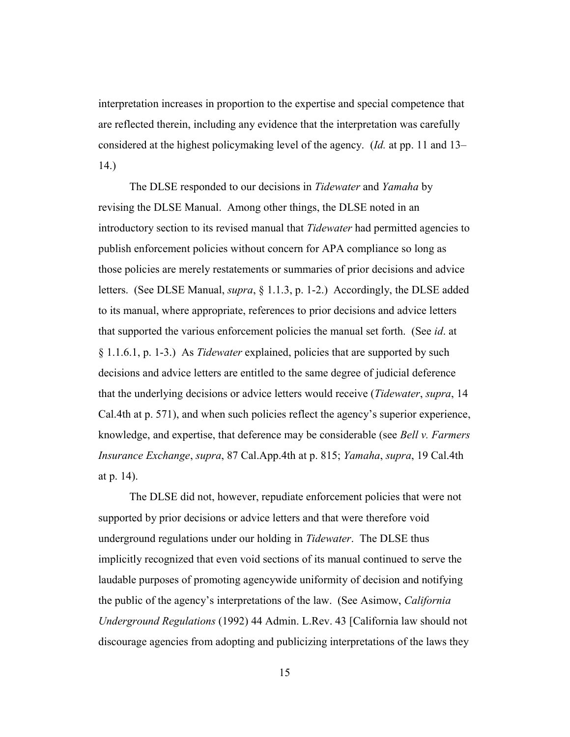interpretation increases in proportion to the expertise and special competence that are reflected therein, including any evidence that the interpretation was carefully considered at the highest policymaking level of the agency. (*Id.* at pp. 11 and 13–14.)

The DLSE responded to our decisions in *Tidewater* and *Yamaha* by revising the DLSE Manual. Among other things, the DLSE noted in an introductory section to its revised manual that *Tidewater* had permitted agencies to publish enforcement policies without concern for APA compliance so long as those policies are merely restatements or summaries of prior decisions and advice letters. (See DLSE Manual, *supra*, § 1.1.3, p. 1-2.) Accordingly, the DLSE added to its manual, where appropriate, references to prior decisions and advice letters that supported the various enforcement policies the manual set forth. (See *id*. at § 1.1.6.1, p. 1-3.) As *Tidewater* explained, policies that are supported by such decisions and advice letters are entitled to the same degree of judicial deference that the underlying decisions or advice letters would receive (*Tidewater*, *supra*, 14 Cal.4th at p. 571), and when such policies reflect the agency's superior experience, knowledge, and expertise, that deference may be considerable (see *Bell v. Farmers Insurance Exchange*, *supra*, 87 Cal.App.4th at p. 815; *Yamaha*, *supra*, 19 Cal.4th at p. 14).

The DLSE did not, however, repudiate enforcement policies that were not supported by prior decisions or advice letters and that were therefore void underground regulations under our holding in *Tidewater*. The DLSE thus implicitly recognized that even void sections of its manual continued to serve the laudable purposes of promoting agencywide uniformity of decision and notifying the public of the agency's interpretations of the law. (See Asimow, *California Underground Regulations* (1992) 44 Admin. L.Rev. 43 [California law should not discourage agencies from adopting and publicizing interpretations of the laws they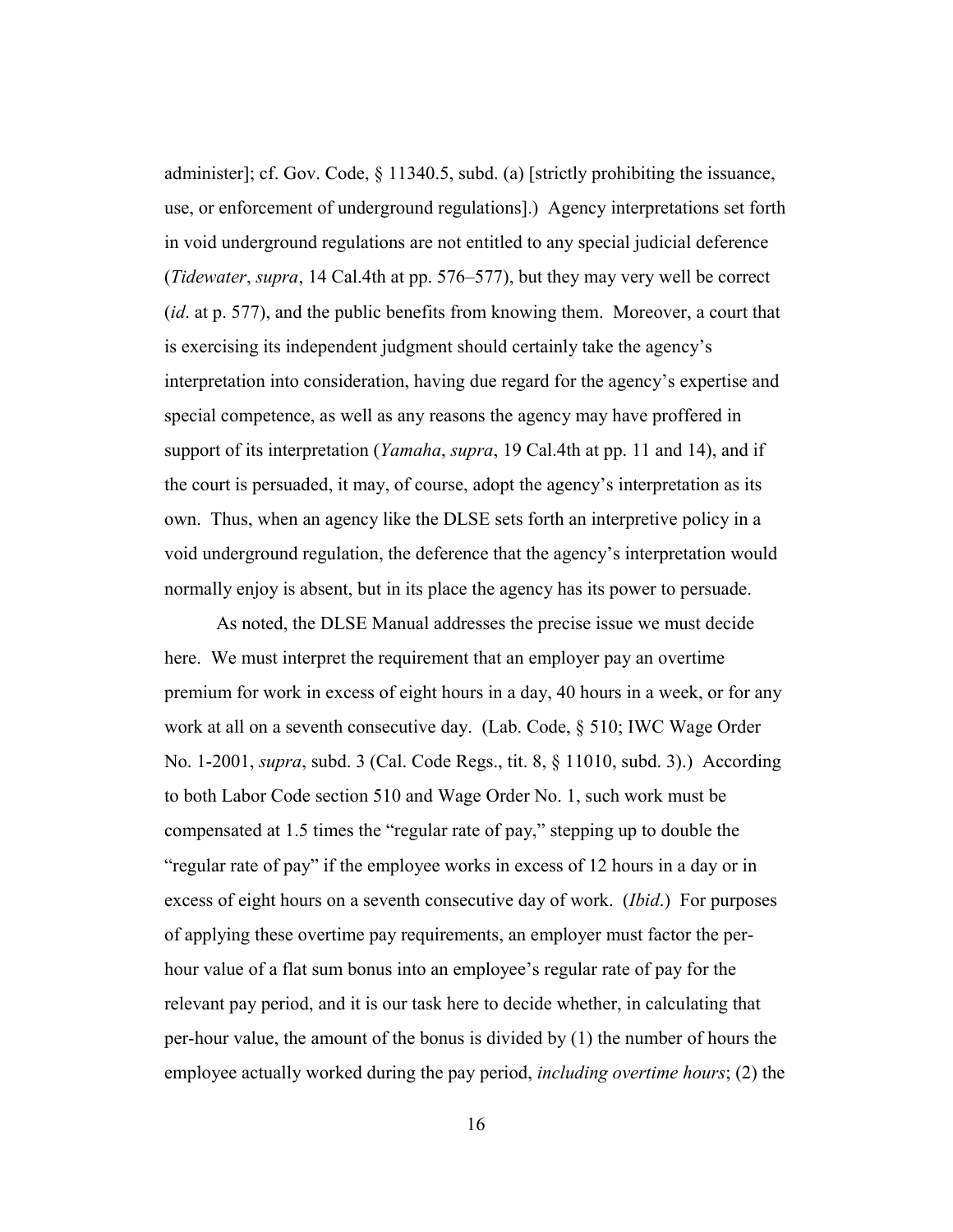administer]; cf. Gov. Code, § 11340.5, subd. (a) [strictly prohibiting the issuance, use, or enforcement of underground regulations].) Agency interpretations set forth in void underground regulations are not entitled to any special judicial deference (*Tidewater*, *supra*, 14 Cal.4th at pp. 576–577), but they may very well be correct (*id*. at p. 577), and the public benefits from knowing them. Moreover, a court that is exercising its independent judgment should certainly take the agency's interpretation into consideration, having due regard for the agency's expertise and special competence, as well as any reasons the agency may have proffered in support of its interpretation (*Yamaha*, *supra*, 19 Cal.4th at pp. 11 and 14), and if the court is persuaded, it may, of course, adopt the agency's interpretation as its own. Thus, when an agency like the DLSE sets forth an interpretive policy in a void underground regulation, the deference that the agency's interpretation would normally enjoy is absent, but in its place the agency has its power to persuade.

As noted, the DLSE Manual addresses the precise issue we must decide here. We must interpret the requirement that an employer pay an overtime premium for work in excess of eight hours in a day, 40 hours in a week, or for any work at all on a seventh consecutive day. (Lab. Code, § 510; IWC Wage Order No. 1-2001, *supra*, subd. 3 (Cal. Code Regs., tit. 8, § 11010, subd. 3).) According to both Labor Code section 510 and Wage Order No. 1, such work must be compensated at 1.5 times the "regular rate of pay," stepping up to double the "regular rate of pay" if the employee works in excess of 12 hours in a day or in excess of eight hours on a seventh consecutive day of work. (*Ibid*.) For purposes of applying these overtime pay requirements, an employer must factor the per-hour value of a flat sum bonus into an employee's regular rate of pay for the relevant pay period, and it is our task here to decide whether, in calculating that per-hour value, the amount of the bonus is divided by (1) the number of hours the employee actually worked during the pay period, *including overtime hours*; (2) the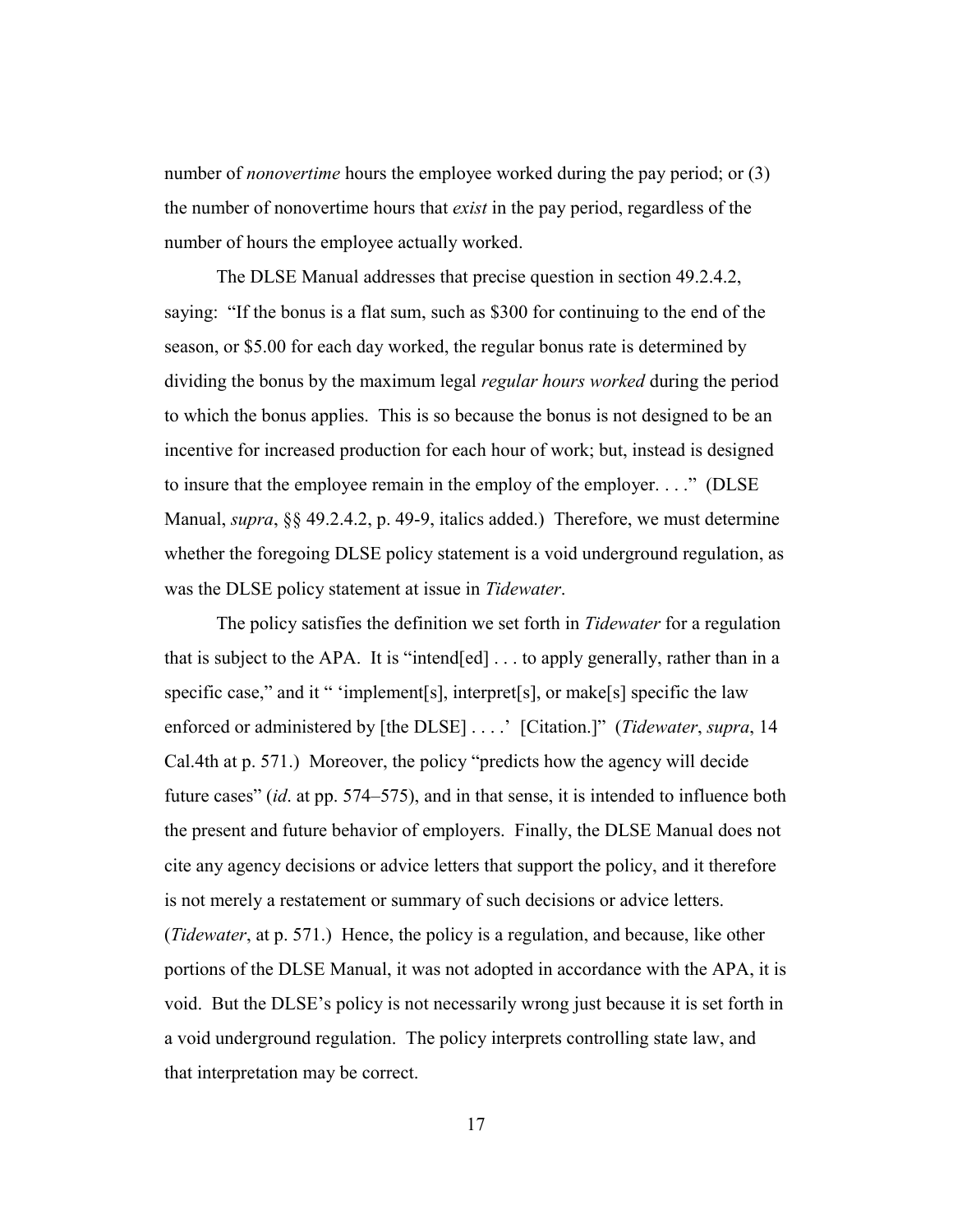number of *nonovertime* hours the employee worked during the pay period; or (3) the number of nonovertime hours that *exist* in the pay period, regardless of the number of hours the employee actually worked.

The DLSE Manual addresses that precise question in section 49.2.4.2, saying: "If the bonus is a flat sum, such as $300 for continuing to the end of the season, or $5.00 for each day worked, the regular bonus rate is determined by dividing the bonus by the maximum legal *regular hours worked* during the period to which the bonus applies. This is so because the bonus is not designed to be an incentive for increased production for each hour of work; but, instead is designed to insure that the employee remain in the employ of the employer. . . ." (DLSE Manual, *supra*, §§ 49.2.4.2, p. 49-9, italics added.) Therefore, we must determine whether the foregoing DLSE policy statement is a void underground regulation, as was the DLSE policy statement at issue in *Tidewater*.

The policy satisfies the definition we set forth in *Tidewater* for a regulation that is subject to the APA. It is "intend[ed] . . . to apply generally, rather than in a specific case," and it " 'implement[s], interpret[s], or make[s] specific the law enforced or administered by [the DLSE] . . . .' [Citation.]" (*Tidewater*, *supra*, 14 Cal.4th at p. 571.) Moreover, the policy "predicts how the agency will decide future cases" (*id*. at pp. 574–575), and in that sense, it is intended to influence both the present and future behavior of employers. Finally, the DLSE Manual does not cite any agency decisions or advice letters that support the policy, and it therefore is not merely a restatement or summary of such decisions or advice letters. (*Tidewater*, at p. 571.) Hence, the policy is a regulation, and because, like other portions of the DLSE Manual, it was not adopted in accordance with the APA, it is void. But the DLSE's policy is not necessarily wrong just because it is set forth in a void underground regulation. The policy interprets controlling state law, and that interpretation may be correct.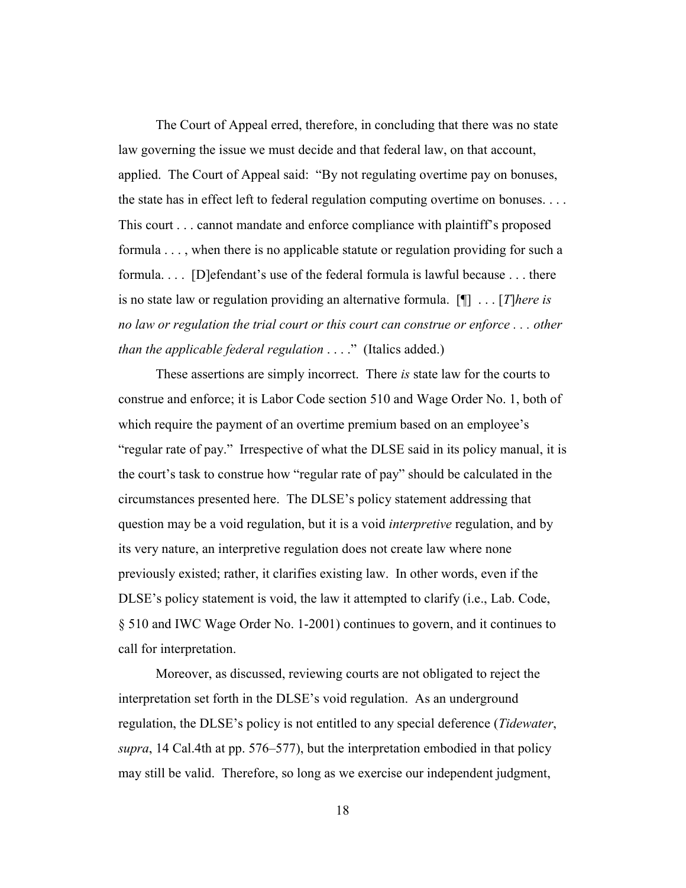The Court of Appeal erred, therefore, in concluding that there was no state law governing the issue we must decide and that federal law, on that account, applied. The Court of Appeal said: "By not regulating overtime pay on bonuses, the state has in effect left to federal regulation computing overtime on bonuses. . . . This court . . . cannot mandate and enforce compliance with plaintiff's proposed formula . . . , when there is no applicable statute or regulation providing for such a formula. . . . [D]efendant's use of the federal formula is lawful because . . . there is no state law or regulation providing an alternative formula. [¶] . . . [*T*]*here is no law or regulation the trial court or this court can construe or enforce . . . other than the applicable federal regulation* . . . ." (Italics added.)

These assertions are simply incorrect. There *is* state law for the courts to construe and enforce; it is Labor Code section 510 and Wage Order No. 1, both of which require the payment of an overtime premium based on an employee's "regular rate of pay." Irrespective of what the DLSE said in its policy manual, it is the court's task to construe how "regular rate of pay" should be calculated in the circumstances presented here. The DLSE's policy statement addressing that question may be a void regulation, but it is a void *interpretive* regulation, and by its very nature, an interpretive regulation does not create law where none previously existed; rather, it clarifies existing law. In other words, even if the DLSE's policy statement is void, the law it attempted to clarify (i.e., Lab. Code, § 510 and IWC Wage Order No. 1-2001) continues to govern, and it continues to call for interpretation.

Moreover, as discussed, reviewing courts are not obligated to reject the interpretation set forth in the DLSE's void regulation. As an underground regulation, the DLSE's policy is not entitled to any special deference (*Tidewater*, *supra*, 14 Cal.4th at pp. 576–577), but the interpretation embodied in that policy may still be valid. Therefore, so long as we exercise our independent judgment,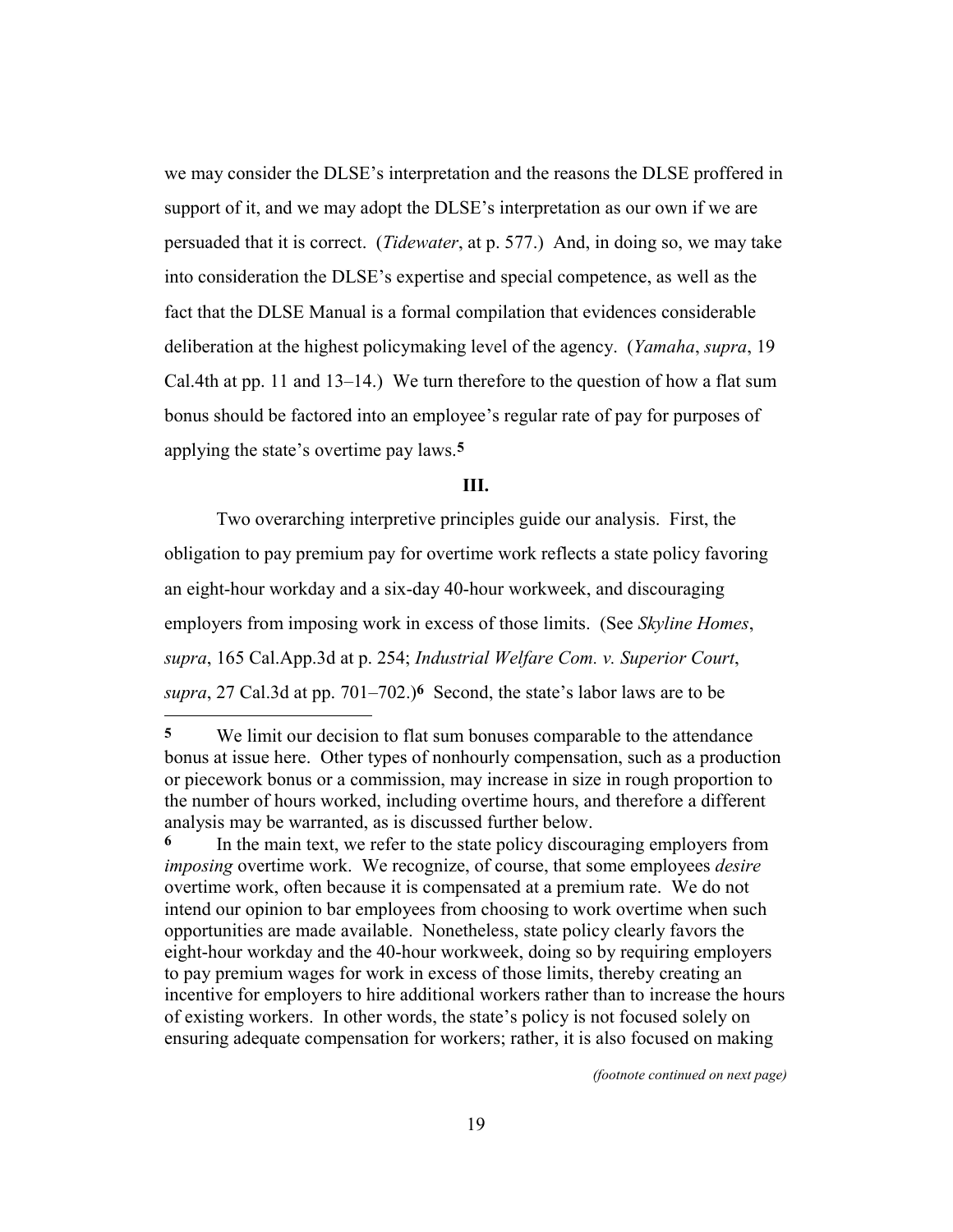we may consider the DLSE's interpretation and the reasons the DLSE proffered in support of it, and we may adopt the DLSE's interpretation as our own if we are persuaded that it is correct. (*Tidewater*, at p. 577.) And, in doing so, we may take into consideration the DLSE's expertise and special competence, as well as the fact that the DLSE Manual is a formal compilation that evidences considerable deliberation at the highest policymaking level of the agency. (*Yamaha*, *supra*, 19 Cal.4th at pp. 11 and 13–14.) We turn therefore to the question of how a flat sum bonus should be factored into an employee's regular rate of pay for purposes of applying the state's overtime pay laws.[5]

## III.

Two overarching interpretive principles guide our analysis. First, the obligation to pay premium pay for overtime work reflects a state policy favoring an eight-hour workday and a six-day 40-hour workweek, and discouraging employers from imposing work in excess of those limits. (See *Skyline Homes*, *supra*, 165 Cal.App.3d at p. 254; *Industrial Welfare Com. v. Superior Court*, *supra*, 27 Cal.3d at pp. 701–702.)[6] Second, the state's labor laws are to be

---

[5] We limit our decision to flat sum bonuses comparable to the attendance bonus at issue here. Other types of nonhourly compensation, such as a production or piecework bonus or a commission, may increase in size in rough proportion to the number of hours worked, including overtime hours, and therefore a different analysis may be warranted, as is discussed further below.

[6] In the main text, we refer to the state policy discouraging employers from *imposing* overtime work. We recognize, of course, that some employees *desire* overtime work, often because it is compensated at a premium rate. We do not intend our opinion to bar employees from choosing to work overtime when such opportunities are made available. Nonetheless, state policy clearly favors the eight-hour workday and the 40-hour workweek, doing so by requiring employers to pay premium wages for work in excess of those limits, thereby creating an incentive for employers to hire additional workers rather than to increase the hours of existing workers. In other words, the state's policy is not focused solely on ensuring adequate compensation for workers; rather, it is also focused on making

*(footnote continued on next page)*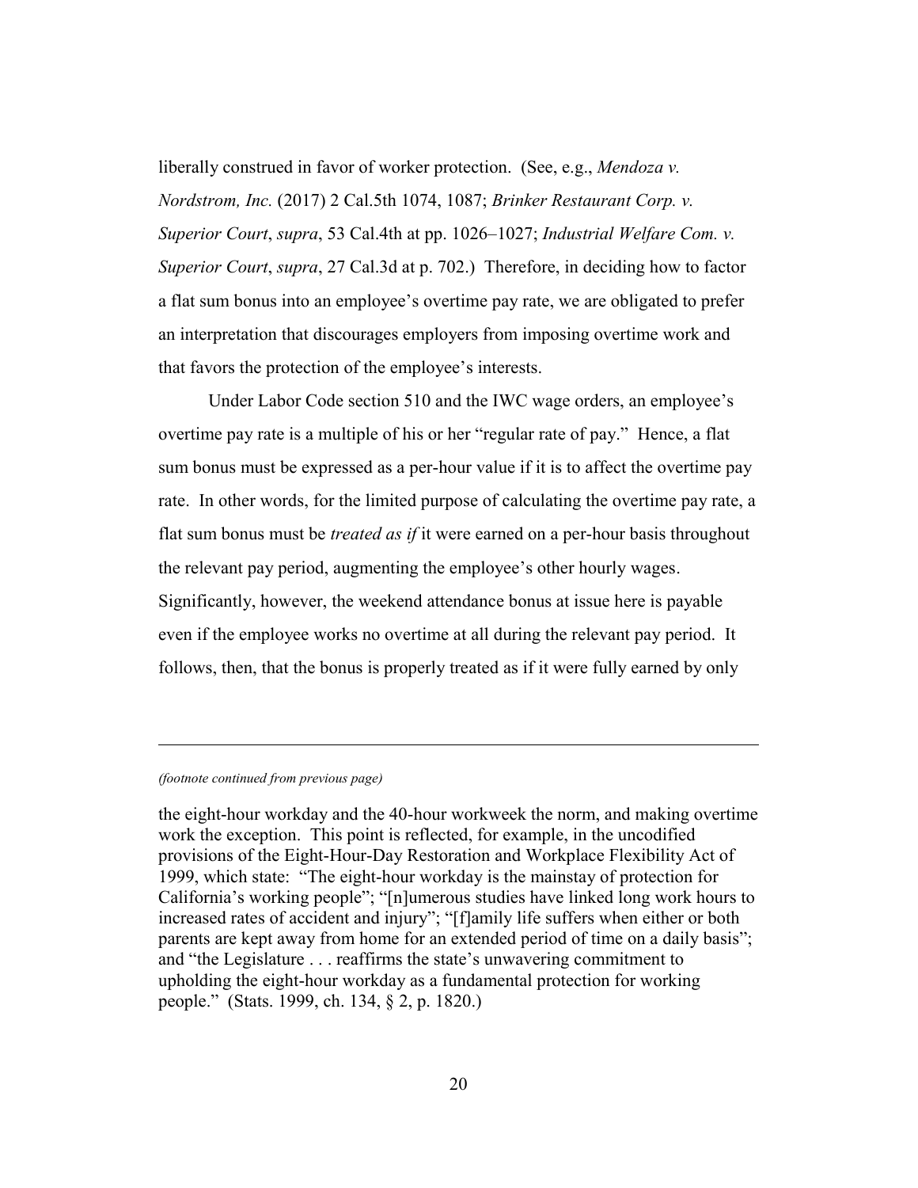liberally construed in favor of worker protection. (See, e.g., *Mendoza v. Nordstrom, Inc.* (2017) 2 Cal.5th 1074, 1087; *Brinker Restaurant Corp. v. Superior Court*, *supra*, 53 Cal.4th at pp. 1026–1027; *Industrial Welfare Com. v. Superior Court*, *supra*, 27 Cal.3d at p. 702.) Therefore, in deciding how to factor a flat sum bonus into an employee's overtime pay rate, we are obligated to prefer an interpretation that discourages employers from imposing overtime work and that favors the protection of the employee's interests.

Under Labor Code section 510 and the IWC wage orders, an employee's overtime pay rate is a multiple of his or her "regular rate of pay." Hence, a flat sum bonus must be expressed as a per-hour value if it is to affect the overtime pay rate. In other words, for the limited purpose of calculating the overtime pay rate, a flat sum bonus must be *treated as if* it were earned on a per-hour basis throughout the relevant pay period, augmenting the employee's other hourly wages. Significantly, however, the weekend attendance bonus at issue here is payable even if the employee works no overtime at all during the relevant pay period. It follows, then, that the bonus is properly treated as if it were fully earned by only

---

*(footnote continued from previous page)*

the eight-hour workday and the 40-hour workweek the norm, and making overtime work the exception. This point is reflected, for example, in the uncodified provisions of the Eight-Hour-Day Restoration and Workplace Flexibility Act of 1999, which state: "The eight-hour workday is the mainstay of protection for California's working people"; "[n]umerous studies have linked long work hours to increased rates of accident and injury"; "[f]amily life suffers when either or both parents are kept away from home for an extended period of time on a daily basis"; and "the Legislature . . . reaffirms the state's unwavering commitment to upholding the eight-hour workday as a fundamental protection for working people." (Stats. 1999, ch. 134, § 2, p. 1820.)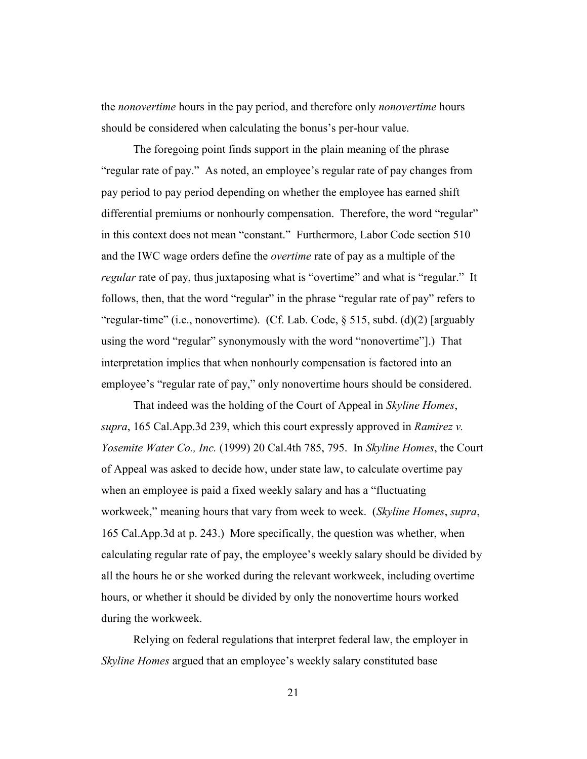the *nonovertime* hours in the pay period, and therefore only *nonovertime* hours should be considered when calculating the bonus's per-hour value.

The foregoing point finds support in the plain meaning of the phrase "regular rate of pay." As noted, an employee's regular rate of pay changes from pay period to pay period depending on whether the employee has earned shift differential premiums or nonhourly compensation. Therefore, the word "regular" in this context does not mean "constant." Furthermore, Labor Code section 510 and the IWC wage orders define the *overtime* rate of pay as a multiple of the *regular* rate of pay, thus juxtaposing what is "overtime" and what is "regular." It follows, then, that the word "regular" in the phrase "regular rate of pay" refers to "regular-time" (i.e., nonovertime). (Cf. Lab. Code, § 515, subd. (d)(2) [arguably using the word "regular" synonymously with the word "nonovertime"].) That interpretation implies that when nonhourly compensation is factored into an employee's "regular rate of pay," only nonovertime hours should be considered.

That indeed was the holding of the Court of Appeal in *Skyline Homes*, *supra*, 165 Cal.App.3d 239, which this court expressly approved in *Ramirez v. Yosemite Water Co., Inc.* (1999) 20 Cal.4th 785, 795. In *Skyline Homes*, the Court of Appeal was asked to decide how, under state law, to calculate overtime pay when an employee is paid a fixed weekly salary and has a "fluctuating workweek," meaning hours that vary from week to week. (*Skyline Homes*, *supra*, 165 Cal.App.3d at p. 243.) More specifically, the question was whether, when calculating regular rate of pay, the employee's weekly salary should be divided by all the hours he or she worked during the relevant workweek, including overtime hours, or whether it should be divided by only the nonovertime hours worked during the workweek.

Relying on federal regulations that interpret federal law, the employer in *Skyline Homes* argued that an employee's weekly salary constituted base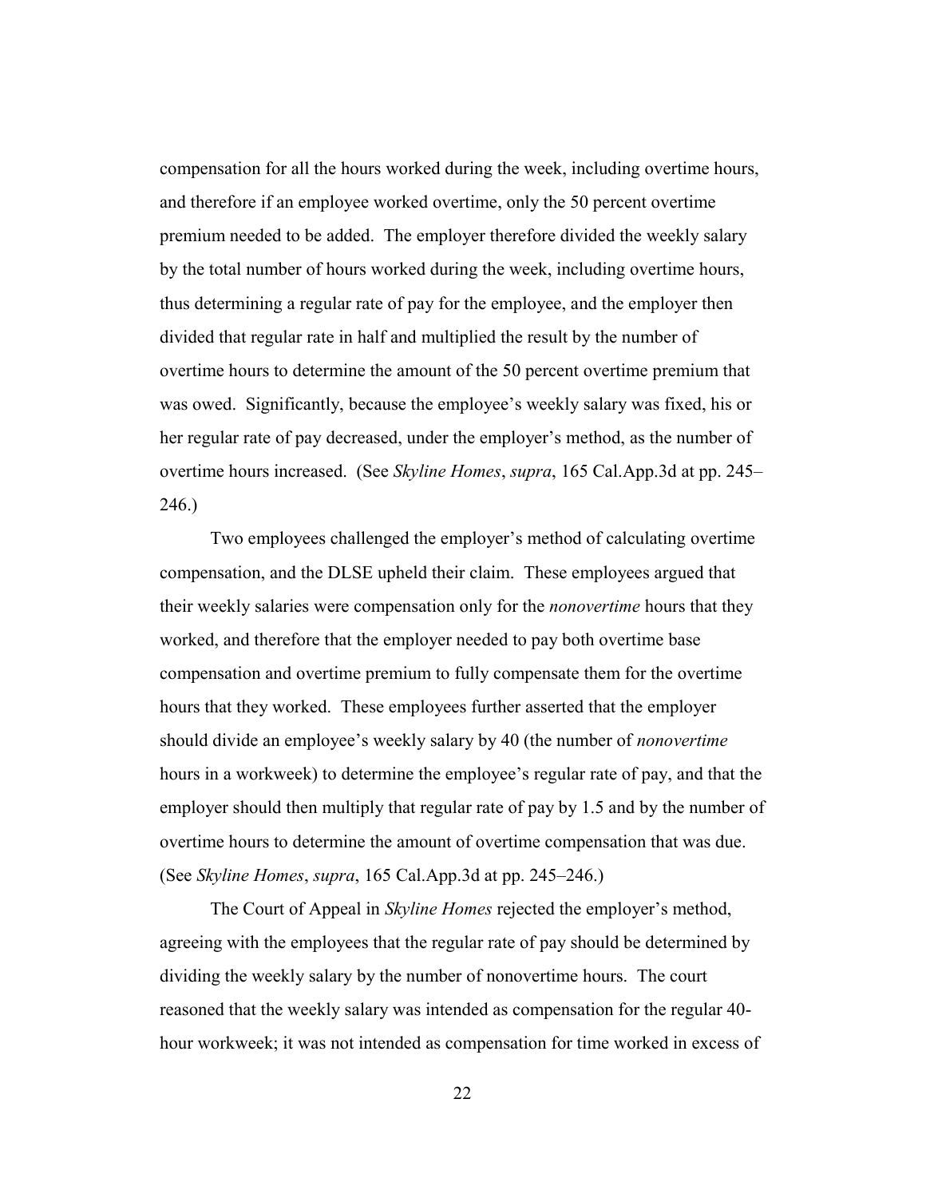compensation for all the hours worked during the week, including overtime hours, and therefore if an employee worked overtime, only the 50 percent overtime premium needed to be added. The employer therefore divided the weekly salary by the total number of hours worked during the week, including overtime hours, thus determining a regular rate of pay for the employee, and the employer then divided that regular rate in half and multiplied the result by the number of overtime hours to determine the amount of the 50 percent overtime premium that was owed. Significantly, because the employee's weekly salary was fixed, his or her regular rate of pay decreased, under the employer's method, as the number of overtime hours increased. (See *Skyline Homes*, *supra*, 165 Cal.App.3d at pp. 245–246.)

Two employees challenged the employer's method of calculating overtime compensation, and the DLSE upheld their claim. These employees argued that their weekly salaries were compensation only for the *nonovertime* hours that they worked, and therefore that the employer needed to pay both overtime base compensation and overtime premium to fully compensate them for the overtime hours that they worked. These employees further asserted that the employer should divide an employee's weekly salary by 40 (the number of *nonovertime* hours in a workweek) to determine the employee's regular rate of pay, and that the employer should then multiply that regular rate of pay by 1.5 and by the number of overtime hours to determine the amount of overtime compensation that was due. (See *Skyline Homes*, *supra*, 165 Cal.App.3d at pp. 245–246.)

The Court of Appeal in *Skyline Homes* rejected the employer's method, agreeing with the employees that the regular rate of pay should be determined by dividing the weekly salary by the number of nonovertime hours. The court reasoned that the weekly salary was intended as compensation for the regular 40-hour workweek; it was not intended as compensation for time worked in excess of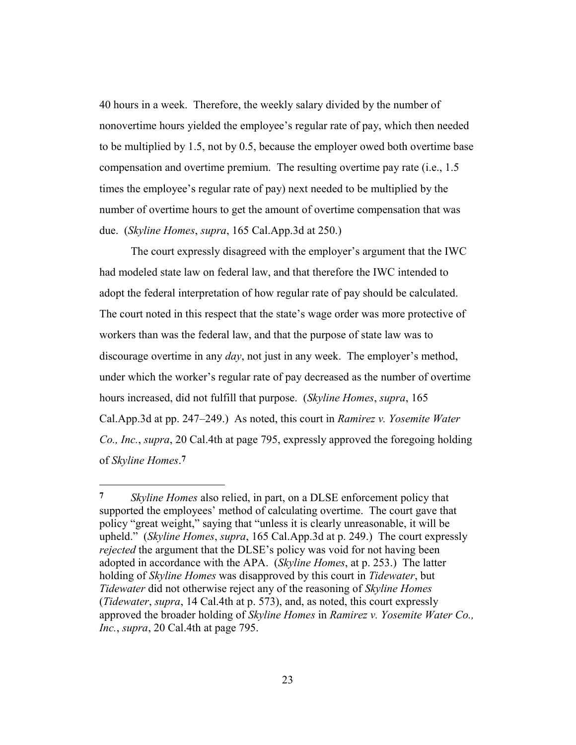40 hours in a week. Therefore, the weekly salary divided by the number of nonovertime hours yielded the employee's regular rate of pay, which then needed to be multiplied by 1.5, not by 0.5, because the employer owed both overtime base compensation and overtime premium. The resulting overtime pay rate (i.e., 1.5 times the employee's regular rate of pay) next needed to be multiplied by the number of overtime hours to get the amount of overtime compensation that was due. (*Skyline Homes*, *supra*, 165 Cal.App.3d at 250.)

The court expressly disagreed with the employer's argument that the IWC had modeled state law on federal law, and that therefore the IWC intended to adopt the federal interpretation of how regular rate of pay should be calculated. The court noted in this respect that the state's wage order was more protective of workers than was the federal law, and that the purpose of state law was to discourage overtime in any *day*, not just in any week. The employer's method, under which the worker's regular rate of pay decreased as the number of overtime hours increased, did not fulfill that purpose. (*Skyline Homes*, *supra*, 165 Cal.App.3d at pp. 247–249.) As noted, this court in *Ramirez v. Yosemite Water Co, Inc.*, *supra*, 20 Cal.4th at page 795, expressly approved the foregoing holding of *Skyline Homes*.[7]

---

[7] *Skyline Homes* also relied, in part, on a DLSE enforcement policy that supported the employees' method of calculating overtime. The court gave that policy "great weight," saying that "unless it is clearly unreasonable, it will be upheld." (*Skyline Homes*, *supra*, 165 Cal.App.3d at p. 249.) The court expressly *rejected* the argument that the DLSE's policy was void for not having been adopted in accordance with the APA. (*Skyline Homes*, at p. 253.) The latter holding of *Skyline Homes* was disapproved by this court in *Tidewater*, but *Tidewater* did not otherwise reject any of the reasoning of *Skyline Homes* (*Tidewater*, *supra*, 14 Cal.4th at p. 573), and, as noted, this court expressly approved the broader holding of *Skyline Homes* in *Ramirez v. Yosemite Water Co., Inc.*, *supra*, 20 Cal.4th at page 795.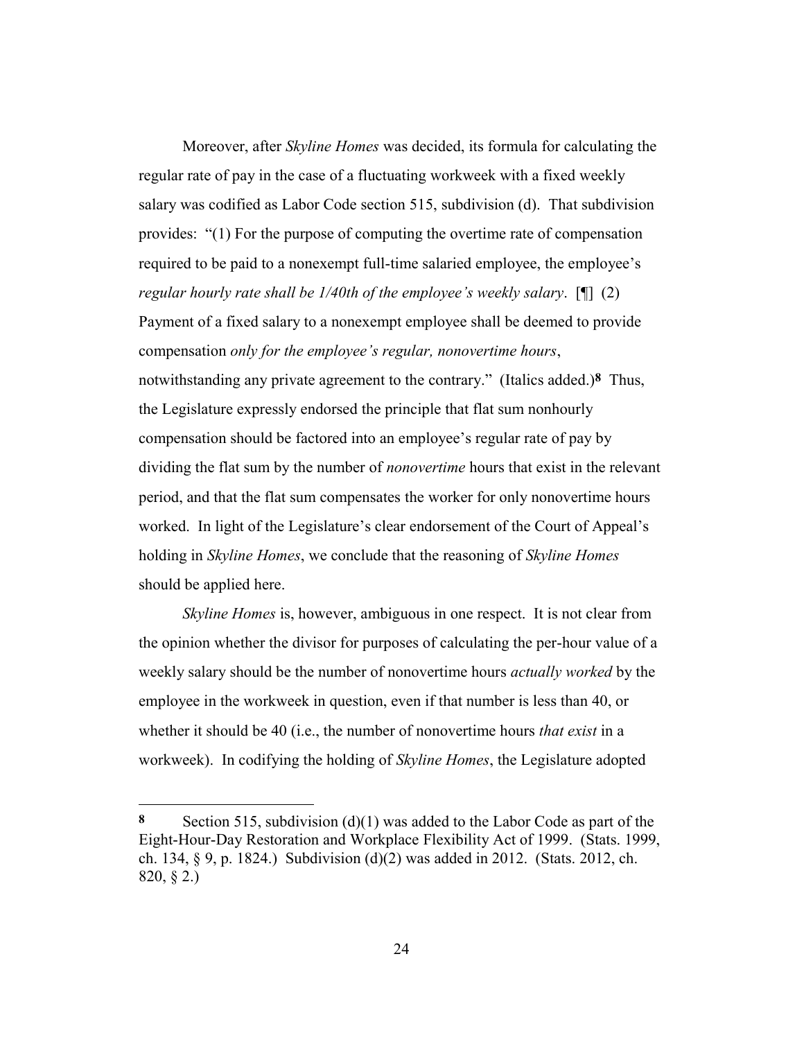Moreover, after *Skyline Homes* was decided, its formula for calculating the regular rate of pay in the case of a fluctuating workweek with a fixed weekly salary was codified as Labor Code section 515, subdivision (d). That subdivision provides: "(1) For the purpose of computing the overtime rate of compensation required to be paid to a nonexempt full-time salaried employee, the employee's *regular hourly rate shall be 1/40th of the employee's weekly salary*. [¶] (2) Payment of a fixed salary to a nonexempt employee shall be deemed to provide compensation *only for the employee's regular, nonovertime hours*, notwithstanding any private agreement to the contrary." (Italics added.)**8** Thus, the Legislature expressly endorsed the principle that flat sum nonhourly compensation should be factored into an employee's regular rate of pay by dividing the flat sum by the number of *nonovertime* hours that exist in the relevant period, and that the flat sum compensates the worker for only nonovertime hours worked. In light of the Legislature's clear endorsement of the Court of Appeal's holding in *Skyline Homes*, we conclude that the reasoning of *Skyline Homes* should be applied here.

*Skyline Homes* is, however, ambiguous in one respect. It is not clear from the opinion whether the divisor for purposes of calculating the per-hour value of a weekly salary should be the number of nonovertime hours *actually worked* by the employee in the workweek in question, even if that number is less than 40, or whether it should be 40 (i.e., the number of nonovertime hours *that exist* in a workweek). In codifying the holding of *Skyline Homes*, the Legislature adopted

---

**8** Section 515, subdivision (d)(1) was added to the Labor Code as part of the Eight-Hour-Day Restoration and Workplace Flexibility Act of 1999. (Stats. 1999, ch. 134, § 9, p. 1824.) Subdivision (d)(2) was added in 2012. (Stats. 2012, ch. 820, § 2.)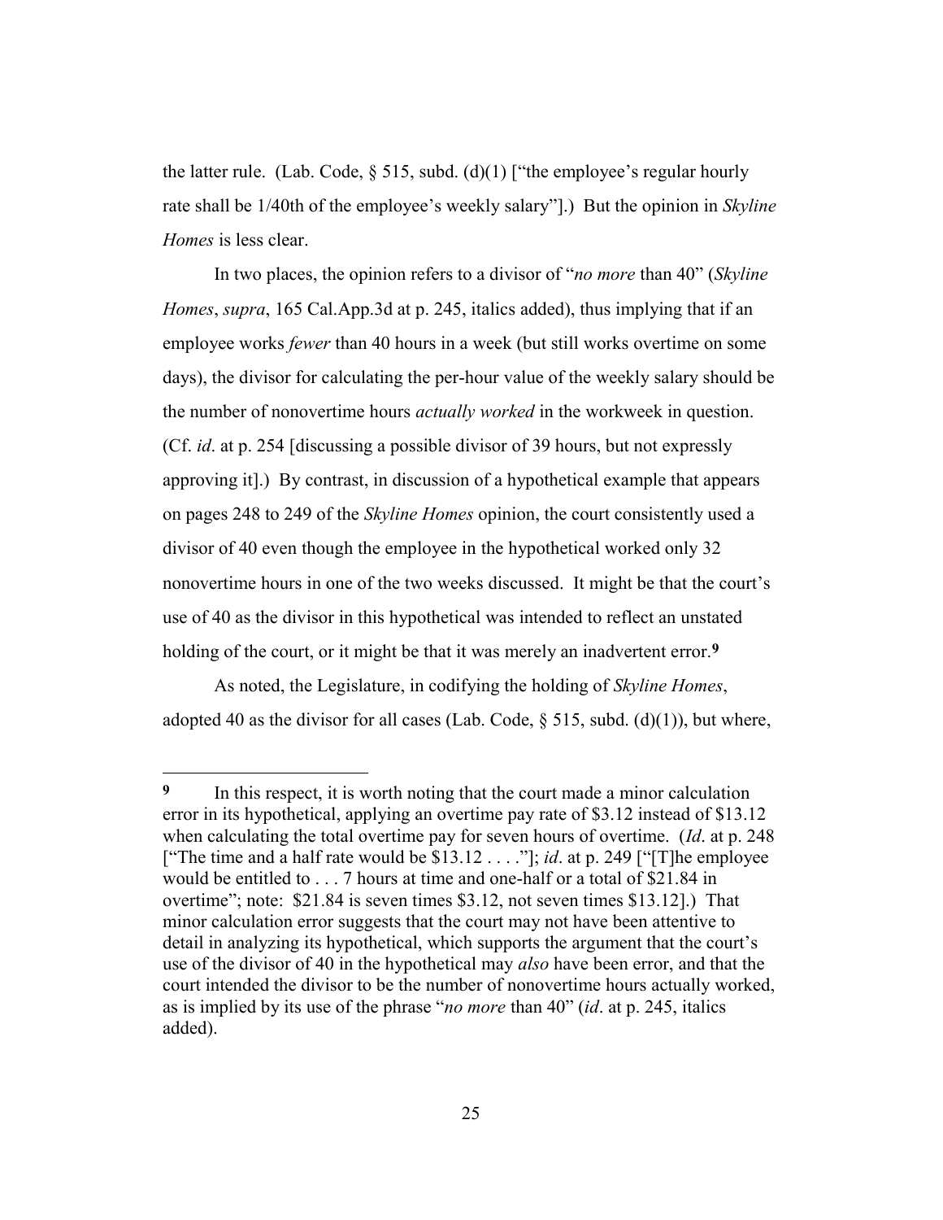the latter rule. (Lab. Code, § 515, subd. (d)(1) ["the employee's regular hourly rate shall be 1/40th of the employee's weekly salary"].) But the opinion in *Skyline Homes* is less clear.

In two places, the opinion refers to a divisor of "*no more* than 40" (*Skyline Homes*, *supra*, 165 Cal.App.3d at p. 245, italics added), thus implying that if an employee works *fewer* than 40 hours in a week (but still works overtime on some days), the divisor for calculating the per-hour value of the weekly salary should be the number of nonovertime hours *actually worked* in the workweek in question. (Cf. *id*. at p. 254 [discussing a possible divisor of 39 hours, but not expressly approving it].) By contrast, in discussion of a hypothetical example that appears on pages 248 to 249 of the *Skyline Homes* opinion, the court consistently used a divisor of 40 even though the employee in the hypothetical worked only 32 nonovertime hours in one of the two weeks discussed. It might be that the court's use of 40 as the divisor in this hypothetical was intended to reflect an unstated holding of the court, or it might be that it was merely an inadvertent error.[9]

As noted, the Legislature, in codifying the holding of *Skyline Homes*, adopted 40 as the divisor for all cases (Lab. Code, § 515, subd. (d)(1)), but where,

---

[9] In this respect, it is worth noting that the court made a minor calculation error in its hypothetical, applying an overtime pay rate of $3.12 instead of $13.12 when calculating the total overtime pay for seven hours of overtime. (*Id*. at p. 248 ["The time and a half rate would be $13.12 . . . ."]; *id*. at p. 249 ["[T]he employee would be entitled to . . . 7 hours at time and one-half or a total of $21.84 in overtime"; note: $21.84 is seven times $3.12, not seven times $13.12].) That minor calculation error suggests that the court may not have been attentive to detail in analyzing its hypothetical, which supports the argument that the court's use of the divisor of 40 in the hypothetical may *also* have been error, and that the court intended the divisor to be the number of nonovertime hours actually worked, as is implied by its use of the phrase "*no more* than 40" (*id*. at p. 245, italics added).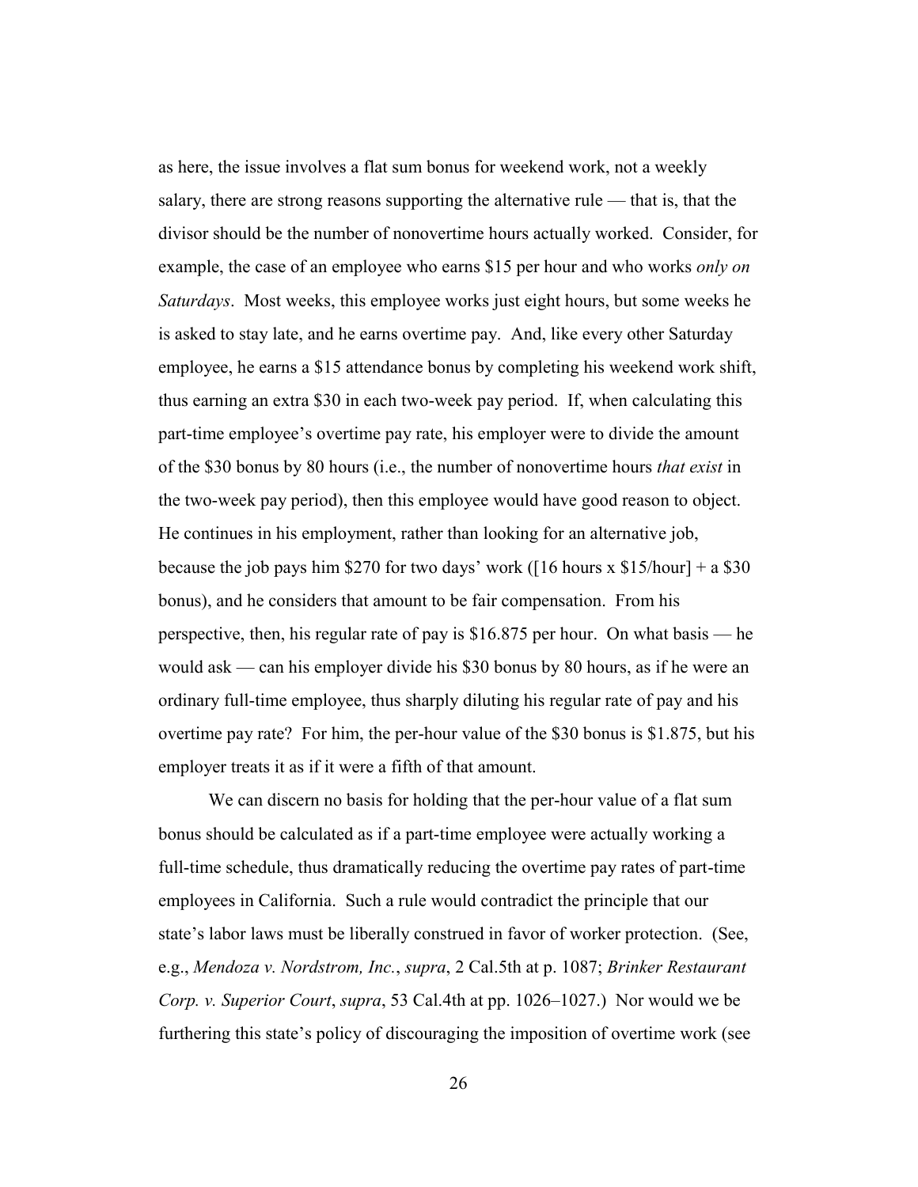as here, the issue involves a flat sum bonus for weekend work, not a weekly salary, there are strong reasons supporting the alternative rule — that is, that the divisor should be the number of nonovertime hours actually worked. Consider, for example, the case of an employee who earns $15 per hour and who works *only on Saturdays*. Most weeks, this employee works just eight hours, but some weeks he is asked to stay late, and he earns overtime pay. And, like every other Saturday employee, he earns a $15 attendance bonus by completing his weekend work shift, thus earning an extra $30 in each two-week pay period. If, when calculating this part-time employee's overtime pay rate, his employer were to divide the amount of the $30 bonus by 80 hours (i.e., the number of nonovertime hours *that exist* in the two-week pay period), then this employee would have good reason to object. He continues in his employment, rather than looking for an alternative job, because the job pays him $270 for two days' work ([16 hours x $15/hour] + a $30 bonus), and he considers that amount to be fair compensation. From his perspective, then, his regular rate of pay is $16.875 per hour. On what basis — he would ask — can his employer divide his $30 bonus by 80 hours, as if he were an ordinary full-time employee, thus sharply diluting his regular rate of pay and his overtime pay rate? For him, the per-hour value of the $30 bonus is $1.875, but his employer treats it as if it were a fifth of that amount.

We can discern no basis for holding that the per-hour value of a flat sum bonus should be calculated as if a part-time employee were actually working a full-time schedule, thus dramatically reducing the overtime pay rates of part-time employees in California. Such a rule would contradict the principle that our state's labor laws must be liberally construed in favor of worker protection. (See, e.g., *Mendoza v. Nordstrom, Inc.*, *supra*, 2 Cal.5th at p. 1087; *Brinker Restaurant Corp. v. Superior Court*, *supra*, 53 Cal.4th at pp. 1026–1027.) Nor would we be furthering this state's policy of discouraging the imposition of overtime work (see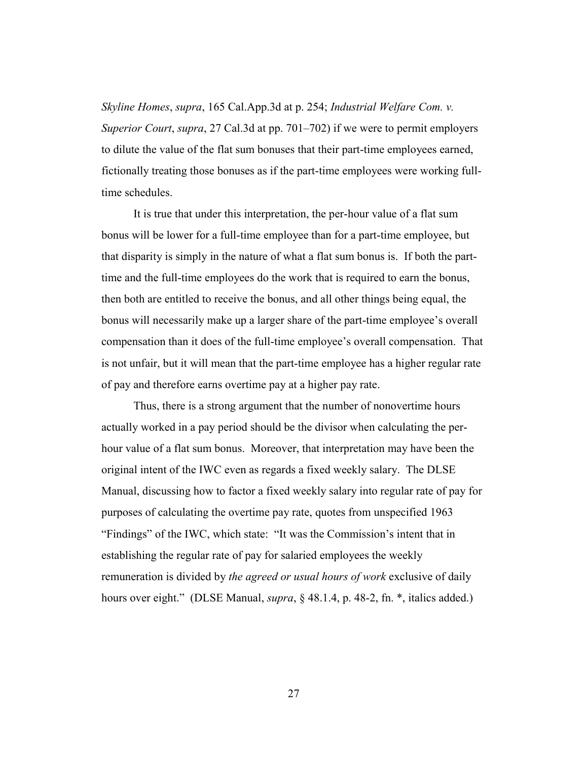*Skyline Homes*, *supra*, 165 Cal.App.3d at p. 254; *Industrial Welfare Com. v. Superior Court*, *supra*, 27 Cal.3d at pp. 701–702) if we were to permit employers to dilute the value of the flat sum bonuses that their part-time employees earned, fictionally treating those bonuses as if the part-time employees were working full-time schedules.

It is true that under this interpretation, the per-hour value of a flat sum bonus will be lower for a full-time employee than for a part-time employee, but that disparity is simply in the nature of what a flat sum bonus is. If both the part-time and the full-time employees do the work that is required to earn the bonus, then both are entitled to receive the bonus, and all other things being equal, the bonus will necessarily make up a larger share of the part-time employee's overall compensation than it does of the full-time employee's overall compensation. That is not unfair, but it will mean that the part-time employee has a higher regular rate of pay and therefore earns overtime pay at a higher pay rate.

Thus, there is a strong argument that the number of nonovertime hours actually worked in a pay period should be the divisor when calculating the per-hour value of a flat sum bonus. Moreover, that interpretation may have been the original intent of the IWC even as regards a fixed weekly salary. The DLSE Manual, discussing how to factor a fixed weekly salary into regular rate of pay for purposes of calculating the overtime pay rate, quotes from unspecified 1963 "Findings" of the IWC, which state: "It was the Commission's intent that in establishing the regular rate of pay for salaried employees the weekly remuneration is divided by *the agreed or usual hours of work* exclusive of daily hours over eight." (DLSE Manual, *supra*, § 48.1.4, p. 48-2, fn. *, italics added.)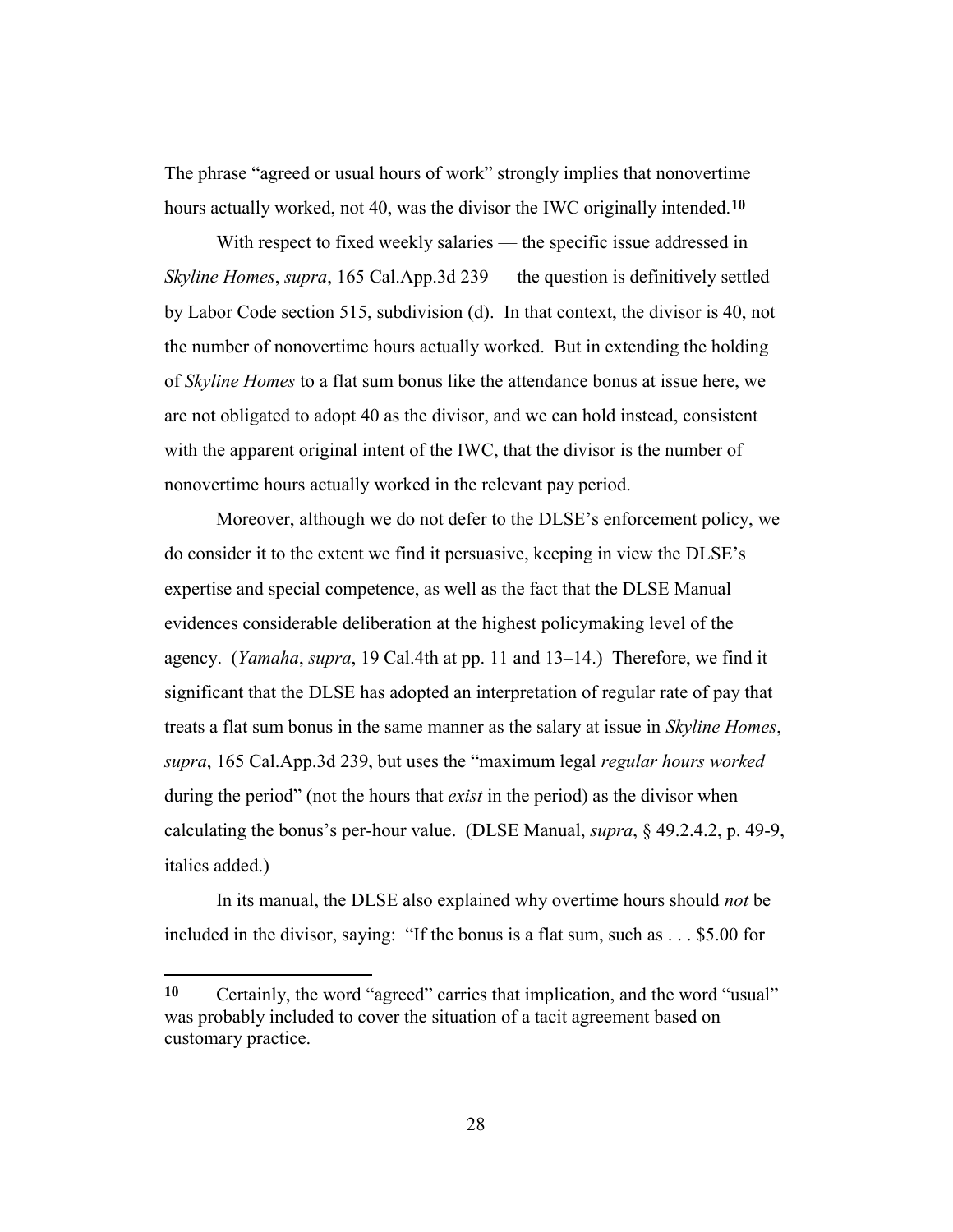The phrase "agreed or usual hours of work" strongly implies that nonovertime hours actually worked, not 40, was the divisor the IWC originally intended.[10]

With respect to fixed weekly salaries — the specific issue addressed in *Skyline Homes*, *supra*, 165 Cal.App.3d 239 — the question is definitively settled by Labor Code section 515, subdivision (d). In that context, the divisor is 40, not the number of nonovertime hours actually worked. But in extending the holding of *Skyline Homes* to a flat sum bonus like the attendance bonus at issue here, we are not obligated to adopt 40 as the divisor, and we can hold instead, consistent with the apparent original intent of the IWC, that the divisor is the number of nonovertime hours actually worked in the relevant pay period.

Moreover, although we do not defer to the DLSE's enforcement policy, we do consider it to the extent we find it persuasive, keeping in view the DLSE's expertise and special competence, as well as the fact that the DLSE Manual evidences considerable deliberation at the highest policymaking level of the agency. (*Yamaha*, *supra*, 19 Cal.4th at pp. 11 and 13–14.) Therefore, we find it significant that the DLSE has adopted an interpretation of regular rate of pay that treats a flat sum bonus in the same manner as the salary at issue in *Skyline Homes*, *supra*, 165 Cal.App.3d 239, but uses the "maximum legal *regular hours worked* during the period" (not the hours that *exist* in the period) as the divisor when calculating the bonus's per-hour value. (DLSE Manual, *supra*, § 49.2.4.2, p. 49-9, italics added.)

In its manual, the DLSE also explained why overtime hours should *not* be included in the divisor, saying: "If the bonus is a flat sum, such as . . . $5.00 for

---

**10** Certainly, the word "agreed" carries that implication, and the word "usual" was probably included to cover the situation of a tacit agreement based on customary practice.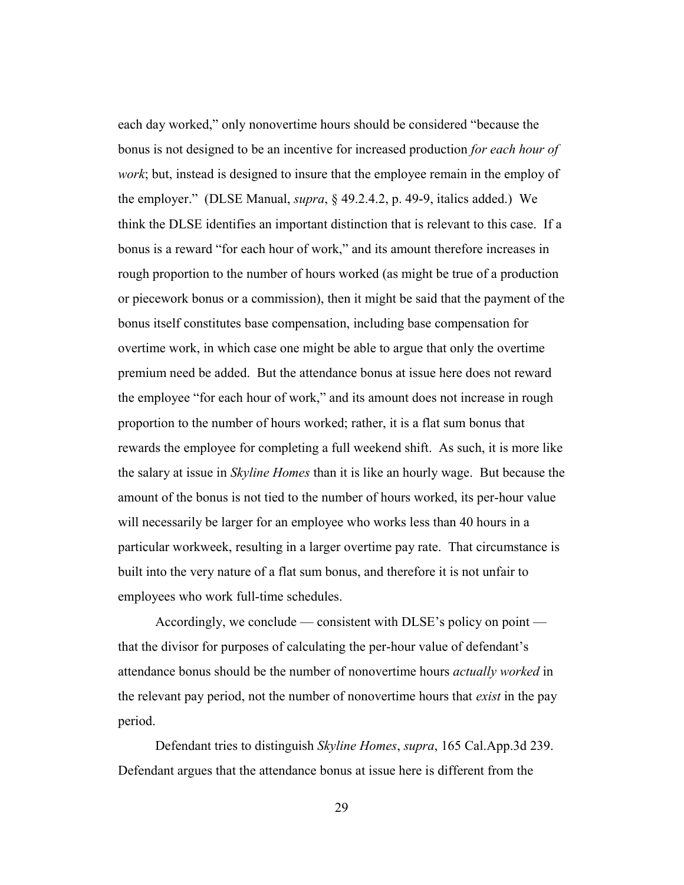each day worked," only nonovertime hours should be considered "because the bonus is not designed to be an incentive for increased production *for each hour of work*; but, instead is designed to insure that the employee remain in the employ of the employer." (DLSE Manual, *supra*, § 49.2.4.2, p. 49-9, italics added.) We think the DLSE identifies an important distinction that is relevant to this case. If a bonus is a reward "for each hour of work," and its amount therefore increases in rough proportion to the number of hours worked (as might be true of a production or piecework bonus or a commission), then it might be said that the payment of the bonus itself constitutes base compensation, including base compensation for overtime work, in which case one might be able to argue that only the overtime premium need be added. But the attendance bonus at issue here does not reward the employee "for each hour of work," and its amount does not increase in rough proportion to the number of hours worked; rather, it is a flat sum bonus that rewards the employee for completing a full weekend shift. As such, it is more like the salary at issue in *Skyline Homes* than it is like an hourly wage. But because the amount of the bonus is not tied to the number of hours worked, its per-hour value will necessarily be larger for an employee who works less than 40 hours in a particular workweek, resulting in a larger overtime pay rate. That circumstance is built into the very nature of a flat sum bonus, and therefore it is not unfair to employees who work full-time schedules.

Accordingly, we conclude — consistent with DLSE's policy on point — that the divisor for purposes of calculating the per-hour value of defendant's attendance bonus should be the number of nonovertime hours *actually worked* in the relevant pay period, not the number of nonovertime hours that *exist* in the pay period.

Defendant tries to distinguish *Skyline Homes*, *supra*, 165 Cal.App.3d 239. Defendant argues that the attendance bonus at issue here is different from the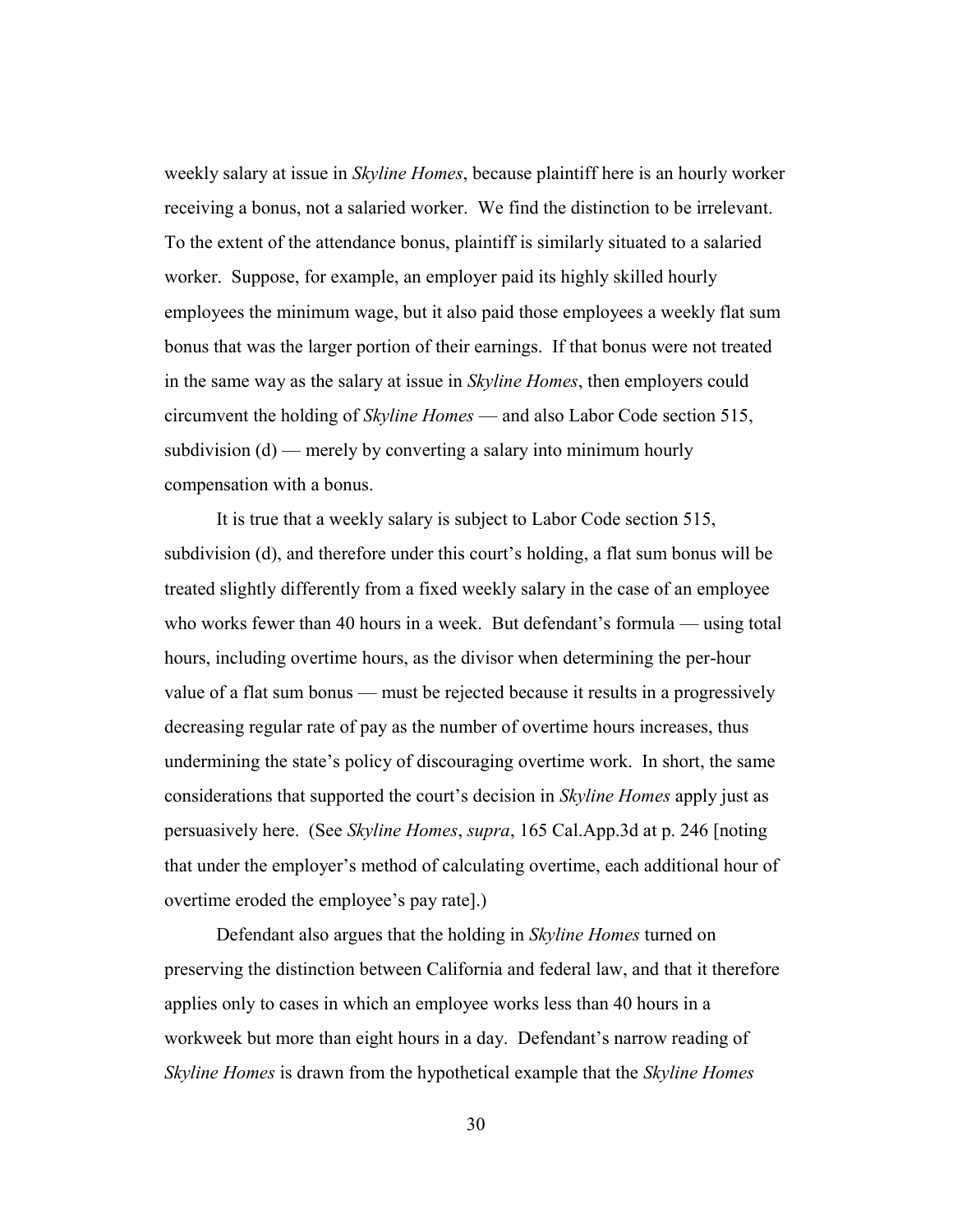weekly salary at issue in *Skyline Homes*, because plaintiff here is an hourly worker receiving a bonus, not a salaried worker. We find the distinction to be irrelevant. To the extent of the attendance bonus, plaintiff is similarly situated to a salaried worker. Suppose, for example, an employer paid its highly skilled hourly employees the minimum wage, but it also paid those employees a weekly flat sum bonus that was the larger portion of their earnings. If that bonus were not treated in the same way as the salary at issue in *Skyline Homes*, then employers could circumvent the holding of *Skyline Homes* — and also Labor Code section 515, subdivision (d) — merely by converting a salary into minimum hourly compensation with a bonus.

It is true that a weekly salary is subject to Labor Code section 515, subdivision (d), and therefore under this court's holding, a flat sum bonus will be treated slightly differently from a fixed weekly salary in the case of an employee who works fewer than 40 hours in a week. But defendant's formula — using total hours, including overtime hours, as the divisor when determining the per-hour value of a flat sum bonus — must be rejected because it results in a progressively decreasing regular rate of pay as the number of overtime hours increases, thus undermining the state's policy of discouraging overtime work. In short, the same considerations that supported the court's decision in *Skyline Homes* apply just as persuasively here. (See *Skyline Homes*, *supra*, 165 Cal.App.3d at p. 246 [noting that under the employer's method of calculating overtime, each additional hour of overtime eroded the employee's pay rate].)

Defendant also argues that the holding in *Skyline Homes* turned on preserving the distinction between California and federal law, and that it therefore applies only to cases in which an employee works less than 40 hours in a workweek but more than eight hours in a day. Defendant's narrow reading of *Skyline Homes* is drawn from the hypothetical example that the *Skyline Homes*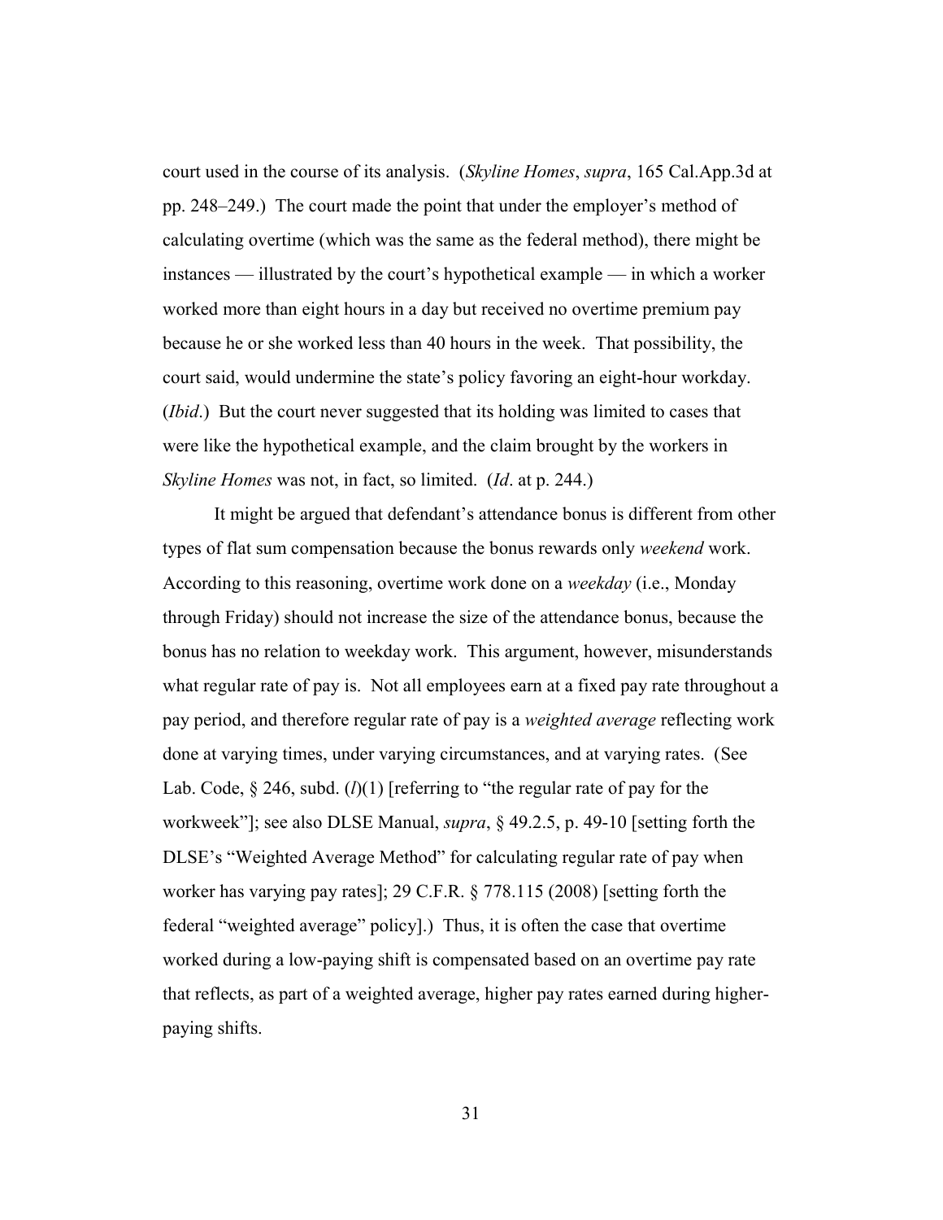court used in the course of its analysis. (*Skyline Homes*, *supra*, 165 Cal.App.3d at pp. 248–249.) The court made the point that under the employer's method of calculating overtime (which was the same as the federal method), there might be instances — illustrated by the court's hypothetical example — in which a worker worked more than eight hours in a day but received no overtime premium pay because he or she worked less than 40 hours in the week. That possibility, the court said, would undermine the state's policy favoring an eight-hour workday. (*Ibid*.) But the court never suggested that its holding was limited to cases that were like the hypothetical example, and the claim brought by the workers in *Skyline Homes* was not, in fact, so limited. (*Id*. at p. 244.)

It might be argued that defendant's attendance bonus is different from other types of flat sum compensation because the bonus rewards only *weekend* work. According to this reasoning, overtime work done on a *weekday* (i.e., Monday through Friday) should not increase the size of the attendance bonus, because the bonus has no relation to weekday work. This argument, however, misunderstands what regular rate of pay is. Not all employees earn at a fixed pay rate throughout a pay period, and therefore regular rate of pay is a *weighted average* reflecting work done at varying times, under varying circumstances, and at varying rates. (See Lab. Code, § 246, subd. (*l*)(1) [referring to "the regular rate of pay for the workweek"]; see also DLSE Manual, *supra*, § 49.2.5, p. 49-10 [setting forth the DLSE's "Weighted Average Method" for calculating regular rate of pay when worker has varying pay rates]; 29 C.F.R. § 778.115 (2008) [setting forth the federal "weighted average" policy].) Thus, it is often the case that overtime worked during a low-paying shift is compensated based on an overtime pay rate that reflects, as part of a weighted average, higher pay rates earned during higher-paying shifts.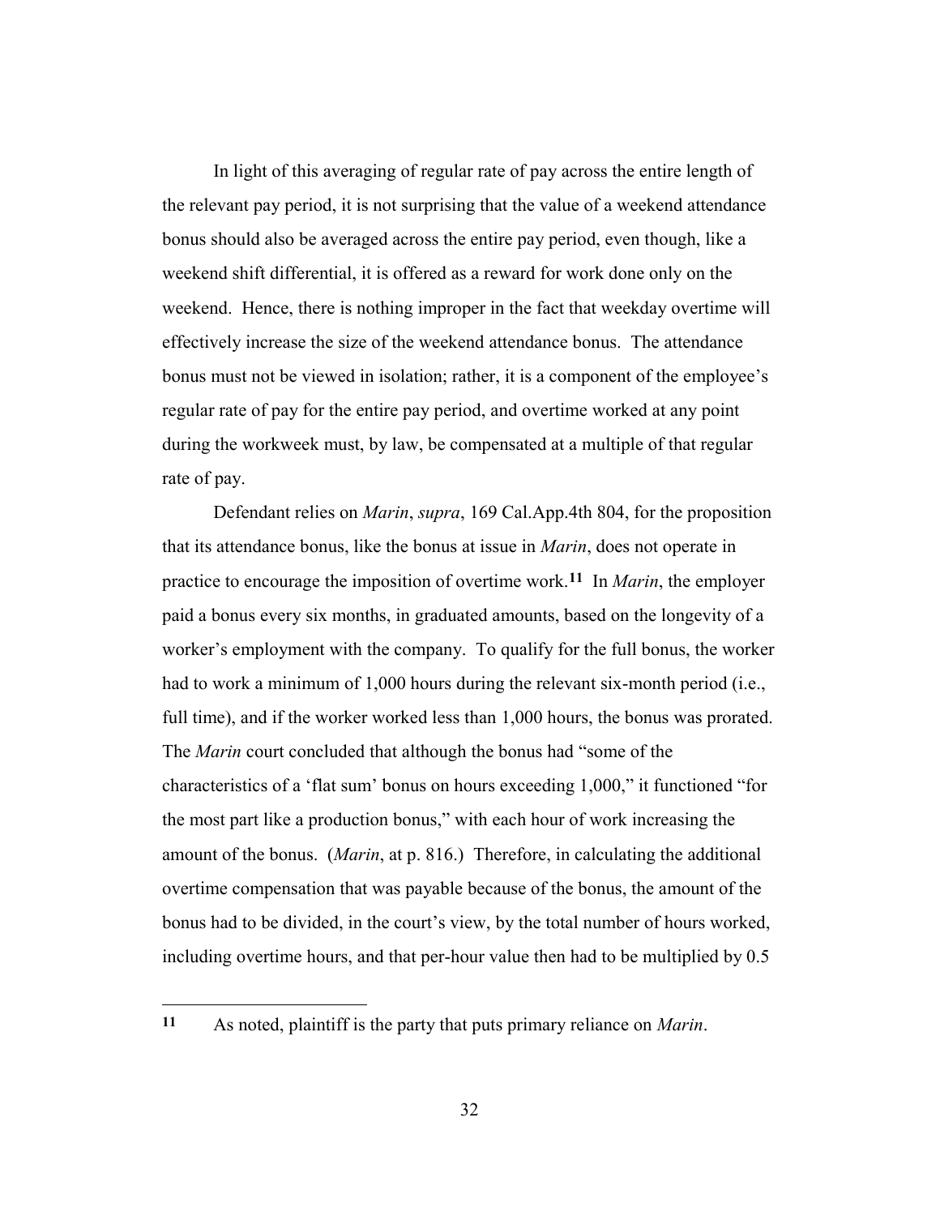In light of this averaging of regular rate of pay across the entire length of the relevant pay period, it is not surprising that the value of a weekend attendance bonus should also be averaged across the entire pay period, even though, like a weekend shift differential, it is offered as a reward for work done only on the weekend. Hence, there is nothing improper in the fact that weekday overtime will effectively increase the size of the weekend attendance bonus. The attendance bonus must not be viewed in isolation; rather, it is a component of the employee's regular rate of pay for the entire pay period, and overtime worked at any point during the workweek must, by law, be compensated at a multiple of that regular rate of pay.

Defendant relies on *Marin*, *supra*, 169 Cal.App.4th 804, for the proposition that its attendance bonus, like the bonus at issue in *Marin*, does not operate in practice to encourage the imposition of overtime work.[11] In *Marin*, the employer paid a bonus every six months, in graduated amounts, based on the longevity of a worker's employment with the company. To qualify for the full bonus, the worker had to work a minimum of 1,000 hours during the relevant six-month period (i.e., full time), and if the worker worked less than 1,000 hours, the bonus was prorated. The *Marin* court concluded that although the bonus had "some of the characteristics of a 'flat sum' bonus on hours exceeding 1,000," it functioned "for the most part like a production bonus," with each hour of work increasing the amount of the bonus. (*Marin*, at p. 816.) Therefore, in calculating the additional overtime compensation that was payable because of the bonus, the amount of the bonus had to be divided, in the court's view, by the total number of hours worked, including overtime hours, and that per-hour value then had to be multiplied by 0.5

---

[11] As noted, plaintiff is the party that puts primary reliance on *Marin*.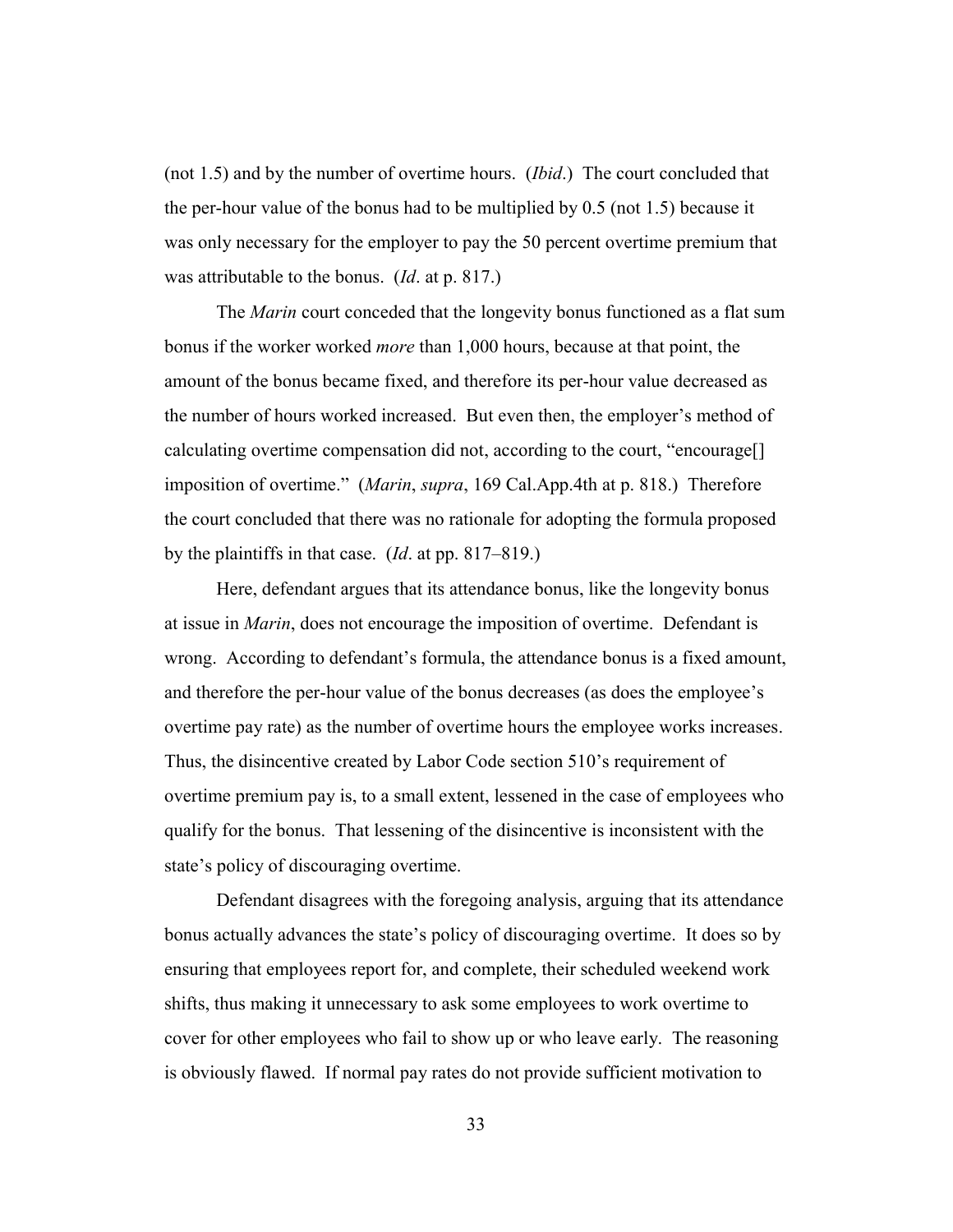(not 1.5) and by the number of overtime hours. (*Ibid*.) The court concluded that the per-hour value of the bonus had to be multiplied by 0.5 (not 1.5) because it was only necessary for the employer to pay the 50 percent overtime premium that was attributable to the bonus. (*Id*. at p. 817.)

The *Marin* court conceded that the longevity bonus functioned as a flat sum bonus if the worker worked *more* than 1,000 hours, because at that point, the amount of the bonus became fixed, and therefore its per-hour value decreased as the number of hours worked increased. But even then, the employer's method of calculating overtime compensation did not, according to the court, "encourage[] imposition of overtime." (*Marin*, *supra*, 169 Cal.App.4th at p. 818.) Therefore the court concluded that there was no rationale for adopting the formula proposed by the plaintiffs in that case. (*Id*. at pp. 817–819.)

Here, defendant argues that its attendance bonus, like the longevity bonus at issue in *Marin*, does not encourage the imposition of overtime. Defendant is wrong. According to defendant's formula, the attendance bonus is a fixed amount, and therefore the per-hour value of the bonus decreases (as does the employee's overtime pay rate) as the number of overtime hours the employee works increases. Thus, the disincentive created by Labor Code section 510's requirement of overtime premium pay is, to a small extent, lessened in the case of employees who qualify for the bonus. That lessening of the disincentive is inconsistent with the state's policy of discouraging overtime.

Defendant disagrees with the foregoing analysis, arguing that its attendance bonus actually advances the state's policy of discouraging overtime. It does so by ensuring that employees report for, and complete, their scheduled weekend work shifts, thus making it unnecessary to ask some employees to work overtime to cover for other employees who fail to show up or who leave early. The reasoning is obviously flawed. If normal pay rates do not provide sufficient motivation to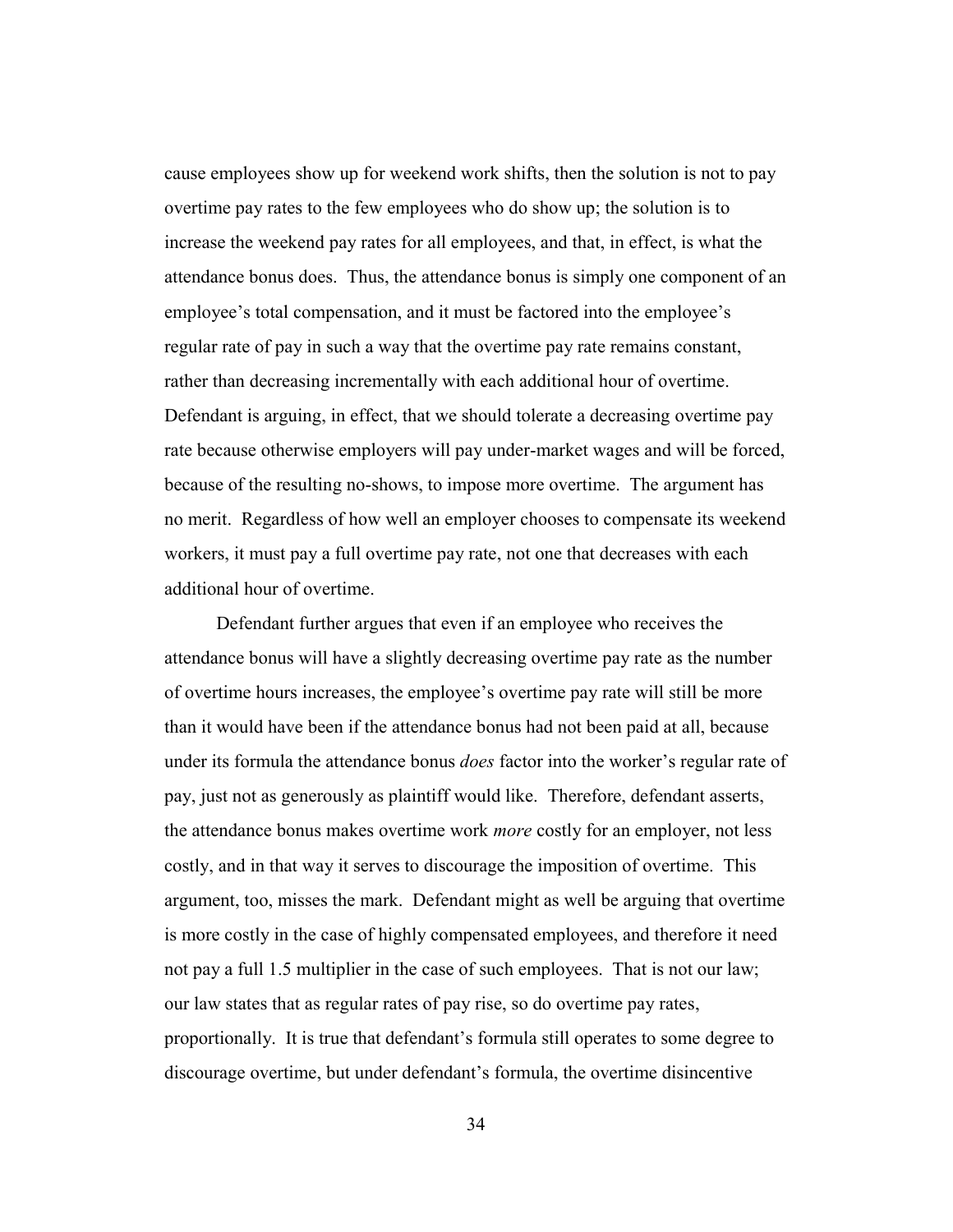cause employees show up for weekend work shifts, then the solution is not to pay overtime pay rates to the few employees who do show up; the solution is to increase the weekend pay rates for all employees, and that, in effect, is what the attendance bonus does. Thus, the attendance bonus is simply one component of an employee's total compensation, and it must be factored into the employee's regular rate of pay in such a way that the overtime pay rate remains constant, rather than decreasing incrementally with each additional hour of overtime. Defendant is arguing, in effect, that we should tolerate a decreasing overtime pay rate because otherwise employers will pay under-market wages and will be forced, because of the resulting no-shows, to impose more overtime. The argument has no merit. Regardless of how well an employer chooses to compensate its weekend workers, it must pay a full overtime pay rate, not one that decreases with each additional hour of overtime.

Defendant further argues that even if an employee who receives the attendance bonus will have a slightly decreasing overtime pay rate as the number of overtime hours increases, the employee's overtime pay rate will still be more than it would have been if the attendance bonus had not been paid at all, because under its formula the attendance bonus *does* factor into the worker's regular rate of pay, just not as generously as plaintiff would like. Therefore, defendant asserts, the attendance bonus makes overtime work *more* costly for an employer, not less costly, and in that way it serves to discourage the imposition of overtime. This argument, too, misses the mark. Defendant might as well be arguing that overtime is more costly in the case of highly compensated employees, and therefore it need not pay a full 1.5 multiplier in the case of such employees. That is not our law; our law states that as regular rates of pay rise, so do overtime pay rates, proportionally. It is true that defendant's formula still operates to some degree to discourage overtime, but under defendant's formula, the overtime disincentive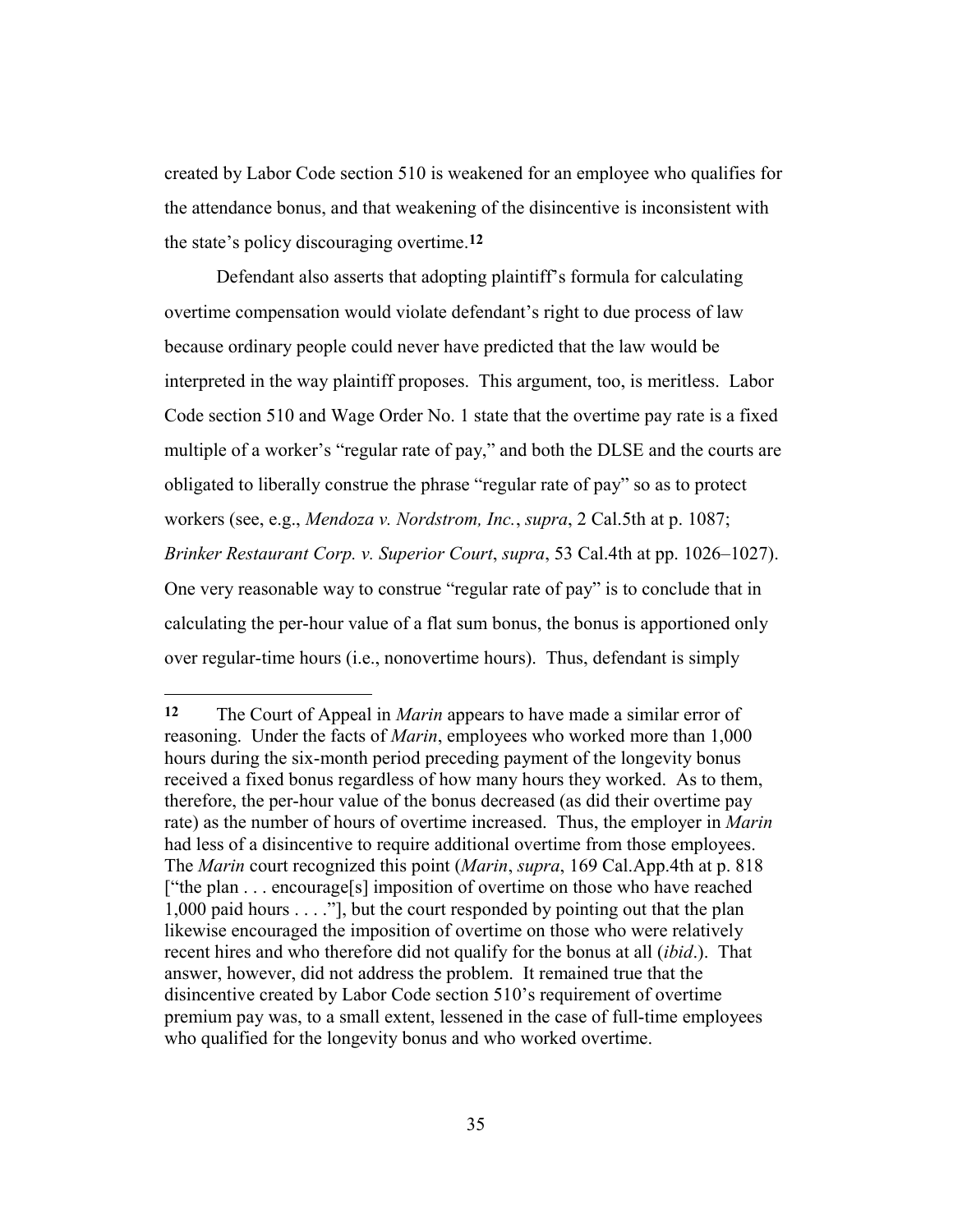created by Labor Code section 510 is weakened for an employee who qualifies for the attendance bonus, and that weakening of the disincentive is inconsistent with the state's policy discouraging overtime.[12]

Defendant also asserts that adopting plaintiff's formula for calculating overtime compensation would violate defendant's right to due process of law because ordinary people could never have predicted that the law would be interpreted in the way plaintiff proposes. This argument, too, is meritless. Labor Code section 510 and Wage Order No. 1 state that the overtime pay rate is a fixed multiple of a worker's "regular rate of pay," and both the DLSE and the courts are obligated to liberally construe the phrase "regular rate of pay" so as to protect workers (see, e.g., *Mendoza v. Nordstrom, Inc.*, *supra*, 2 Cal.5th at p. 1087; *Brinker Restaurant Corp. v. Superior Court*, *supra*, 53 Cal.4th at pp. 1026–1027). One very reasonable way to construe "regular rate of pay" is to conclude that in calculating the per-hour value of a flat sum bonus, the bonus is apportioned only over regular-time hours (i.e., nonovertime hours). Thus, defendant is simply

---

**12** The Court of Appeal in *Marin* appears to have made a similar error of reasoning. Under the facts of *Marin*, employees who worked more than 1,000 hours during the six-month period preceding payment of the longevity bonus received a fixed bonus regardless of how many hours they worked. As to them, therefore, the per-hour value of the bonus decreased (as did their overtime pay rate) as the number of hours of overtime increased. Thus, the employer in *Marin* had less of a disincentive to require additional overtime from those employees. The *Marin* court recognized this point (*Marin*, *supra*, 169 Cal.App.4th at p. 818 ["the plan . . . encourage[s] imposition of overtime on those who have reached 1,000 paid hours . . . ."], but the court responded by pointing out that the plan likewise encouraged the imposition of overtime on those who were relatively recent hires and who therefore did not qualify for the bonus at all (*ibid*.). That answer, however, did not address the problem. It remained true that the disincentive created by Labor Code section 510's requirement of overtime premium pay was, to a small extent, lessened in the case of full-time employees who qualified for the longevity bonus and who worked overtime.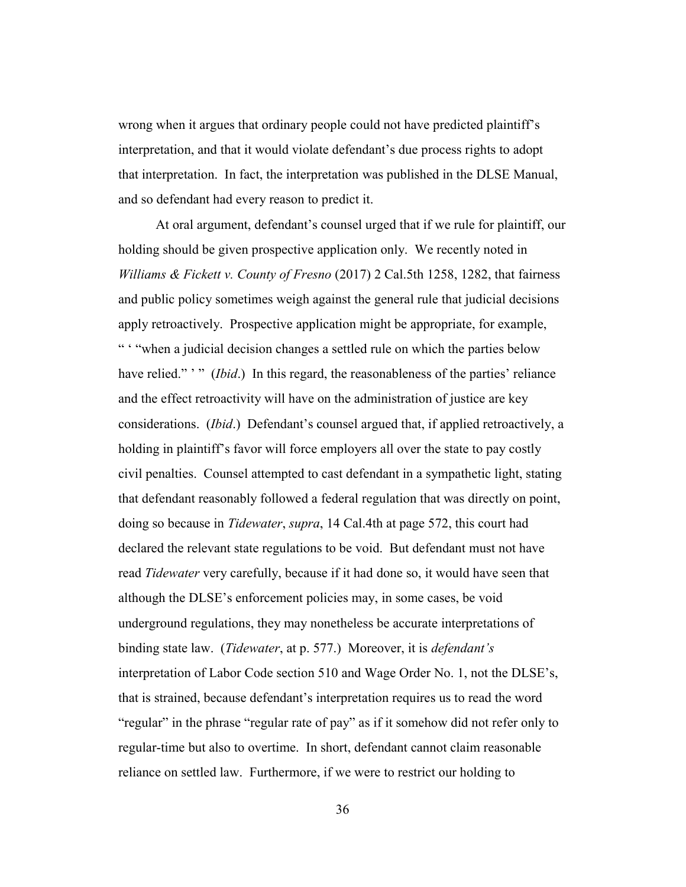wrong when it argues that ordinary people could not have predicted plaintiff's interpretation, and that it would violate defendant's due process rights to adopt that interpretation. In fact, the interpretation was published in the DLSE Manual, and so defendant had every reason to predict it.

At oral argument, defendant's counsel urged that if we rule for plaintiff, our holding should be given prospective application only. We recently noted in *Williams & Fickett v. County of Fresno* (2017) 2 Cal.5th 1258, 1282, that fairness and public policy sometimes weigh against the general rule that judicial decisions apply retroactively. Prospective application might be appropriate, for example, " ' "when a judicial decision changes a settled rule on which the parties below have relied." ' " (*Ibid*.) In this regard, the reasonableness of the parties' reliance and the effect retroactivity will have on the administration of justice are key considerations. (*Ibid*.) Defendant's counsel argued that, if applied retroactively, a holding in plaintiff's favor will force employers all over the state to pay costly civil penalties. Counsel attempted to cast defendant in a sympathetic light, stating that defendant reasonably followed a federal regulation that was directly on point, doing so because in *Tidewater*, *supra*, 14 Cal.4th at page 572, this court had declared the relevant state regulations to be void. But defendant must not have read *Tidewater* very carefully, because if it had done so, it would have seen that although the DLSE's enforcement policies may, in some cases, be void underground regulations, they may nonetheless be accurate interpretations of binding state law. (*Tidewater*, at p. 577.) Moreover, it is *defendant's* interpretation of Labor Code section 510 and Wage Order No. 1, not the DLSE's, that is strained, because defendant's interpretation requires us to read the word "regular" in the phrase "regular rate of pay" as if it somehow did not refer only to regular-time but also to overtime. In short, defendant cannot claim reasonable reliance on settled law. Furthermore, if we were to restrict our holding to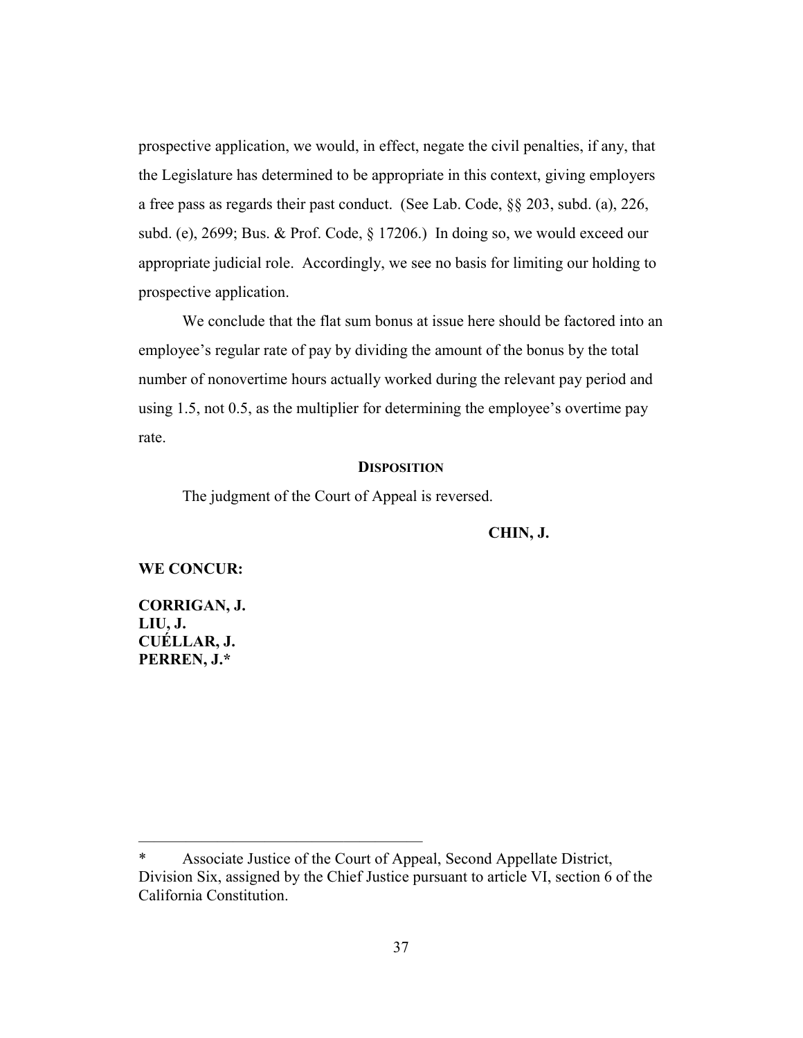prospective application, we would, in effect, negate the civil penalties, if any, that the Legislature has determined to be appropriate in this context, giving employers a free pass as regards their past conduct. (See Lab. Code, §§ 203, subd. (a), 226, subd. (e), 2699; Bus. & Prof. Code, § 17206.) In doing so, we would exceed our appropriate judicial role. Accordingly, we see no basis for limiting our holding to prospective application.

We conclude that the flat sum bonus at issue here should be factored into an employee's regular rate of pay by dividing the amount of the bonus by the total number of nonovertime hours actually worked during the relevant pay period and using 1.5, not 0.5, as the multiplier for determining the employee's overtime pay rate.

## DISPOSITION

The judgment of the Court of Appeal is reversed.

**CHIN, J.**

**WE CONCUR:**

**CORRIGAN, J.**
**LIU, J.**
**CUÉLLAR, J.**
**PERREN, J.***

---

\* Associate Justice of the Court of Appeal, Second Appellate District, Division Six, assigned by the Chief Justice pursuant to article VI, section 6 of the California Constitution.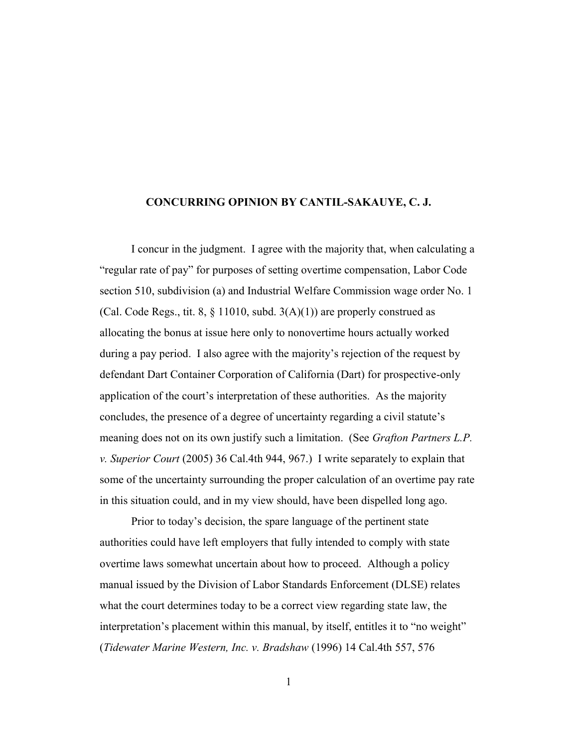**CONCURRING OPINION BY CANTIL-SAKAUYE, C. J.**

I concur in the judgment. I agree with the majority that, when calculating a "regular rate of pay" for purposes of setting overtime compensation, Labor Code section 510, subdivision (a) and Industrial Welfare Commission wage order No. 1 (Cal. Code Regs., tit. 8, § 11010, subd. 3(A)(1)) are properly construed as allocating the bonus at issue here only to nonovertime hours actually worked during a pay period. I also agree with the majority's rejection of the request by defendant Dart Container Corporation of California (Dart) for prospective-only application of the court's interpretation of these authorities. As the majority concludes, the presence of a degree of uncertainty regarding a civil statute's meaning does not on its own justify such a limitation. (See *Grafton Partners L.P. v. Superior Court* (2005) 36 Cal.4th 944, 967.) I write separately to explain that some of the uncertainty surrounding the proper calculation of an overtime pay rate in this situation could, and in my view should, have been dispelled long ago.

Prior to today's decision, the spare language of the pertinent state authorities could have left employers that fully intended to comply with state overtime laws somewhat uncertain about how to proceed. Although a policy manual issued by the Division of Labor Standards Enforcement (DLSE) relates what the court determines today to be a correct view regarding state law, the interpretation's placement within this manual, by itself, entitles it to "no weight" (*Tidewater Marine Western, Inc. v. Bradshaw* (1996) 14 Cal.4th 557, 576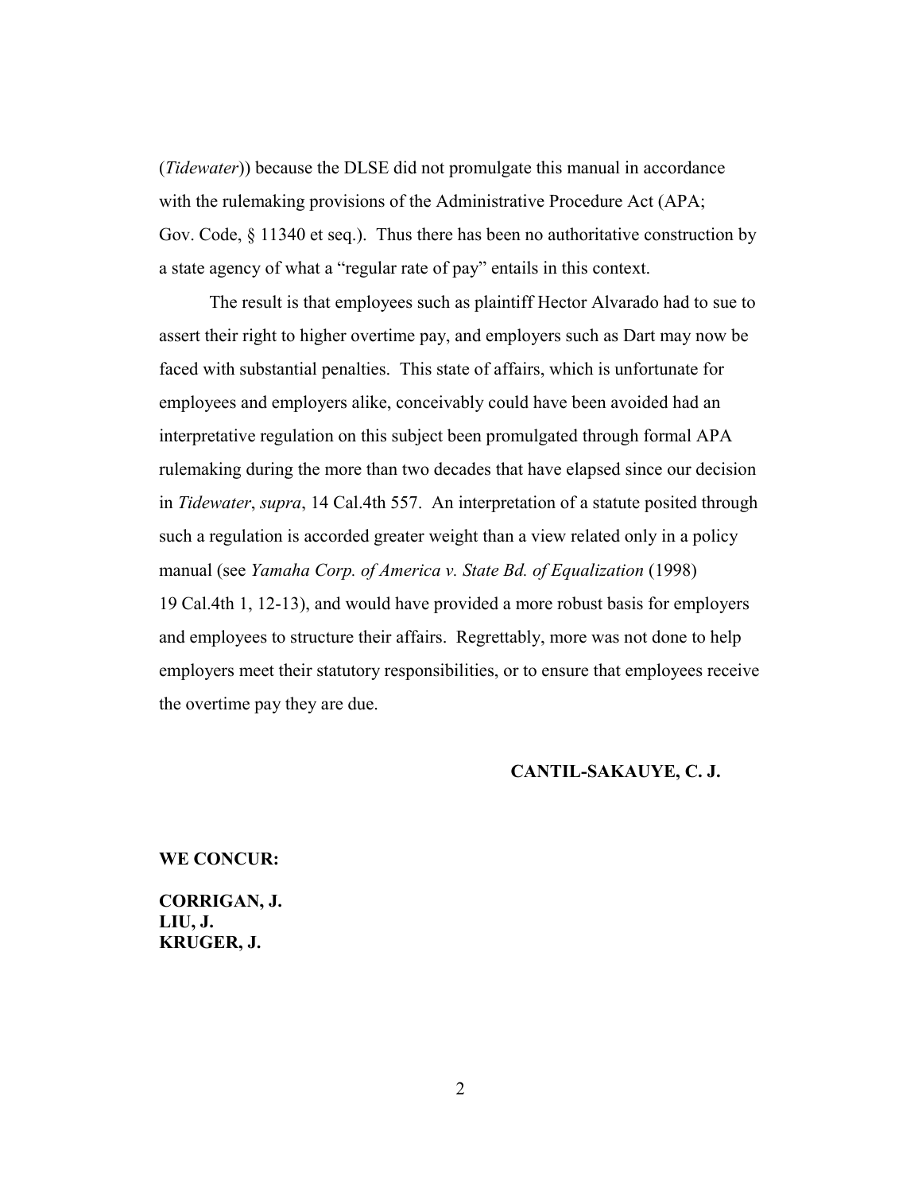(*Tidewater*)) because the DLSE did not promulgate this manual in accordance with the rulemaking provisions of the Administrative Procedure Act (APA; Gov. Code, § 11340 et seq.). Thus there has been no authoritative construction by a state agency of what a "regular rate of pay" entails in this context.

The result is that employees such as plaintiff Hector Alvarado had to sue to assert their right to higher overtime pay, and employers such as Dart may now be faced with substantial penalties. This state of affairs, which is unfortunate for employees and employers alike, conceivably could have been avoided had an interpretative regulation on this subject been promulgated through formal APA rulemaking during the more than two decades that have elapsed since our decision in *Tidewater*, *supra*, 14 Cal.4th 557. An interpretation of a statute posited through such a regulation is accorded greater weight than a view related only in a policy manual (see *Yamaha Corp. of America v. State Bd. of Equalization* (1998) 19 Cal.4th 1, 12-13), and would have provided a more robust basis for employers and employees to structure their affairs. Regrettably, more was not done to help employers meet their statutory responsibilities, or to ensure that employees receive the overtime pay they are due.

**CANTIL-SAKAUYE, C. J.**

**WE CONCUR:**

**CORRIGAN, J.**
**LIU, J.**
**KRUGER, J.**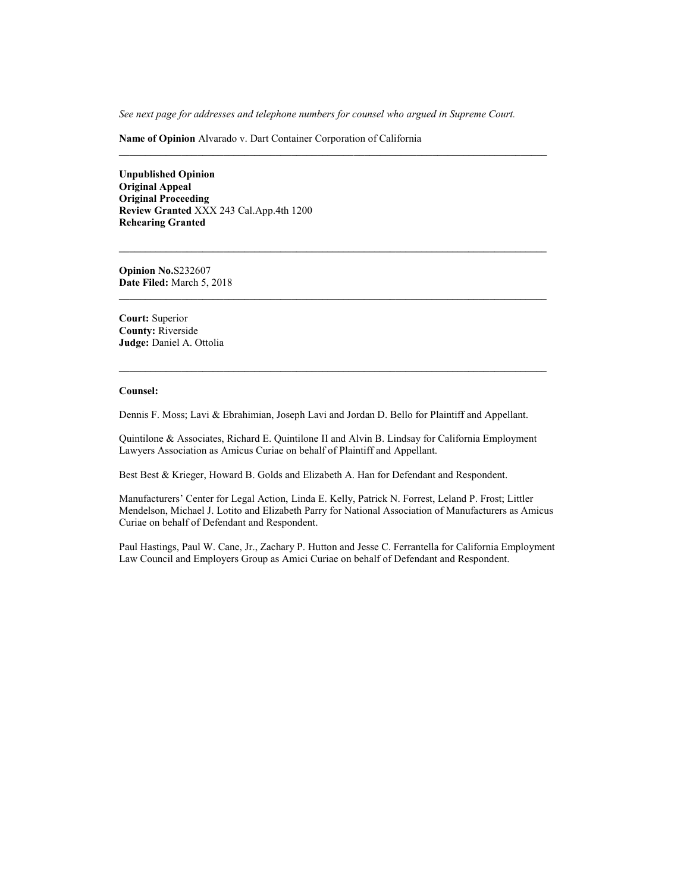*See next page for addresses and telephone numbers for counsel who argued in Supreme Court.*

**Name of Opinion** Alvarado v. Dart Container Corporation of California

---

**Unpublished Opinion**
**Original Appeal**
**Original Proceeding**
**Review Granted** XXX 243 Cal.App.4th 1200
**Rehearing Granted**

---

**Opinion No.**S232607
**Date Filed:** March 5, 2018

---

**Court:** Superior
**County:** Riverside
**Judge:** Daniel A. Ottolia

---

**Counsel:**

Dennis F. Moss; Lavi & Ebrahimian, Joseph Lavi and Jordan D. Bello for Plaintiff and Appellant.

Quintilone & Associates, Richard E. Quintilone II and Alvin B. Lindsay for California Employment Lawyers Association as Amicus Curiae on behalf of Plaintiff and Appellant.

Best Best & Krieger, Howard B. Golds and Elizabeth A. Han for Defendant and Respondent.

Manufacturers' Center for Legal Action, Linda E. Kelly, Patrick N. Forrest, Leland P. Frost; Littler Mendelson, Michael J. Lotito and Elizabeth Parry for National Association of Manufacturers as Amicus Curiae on behalf of Defendant and Respondent.

Paul Hastings, Paul W. Cane, Jr., Zachary P. Hutton and Jesse C. Ferrantella for California Employment Law Council and Employers Group as Amici Curiae on behalf of Defendant and Respondent.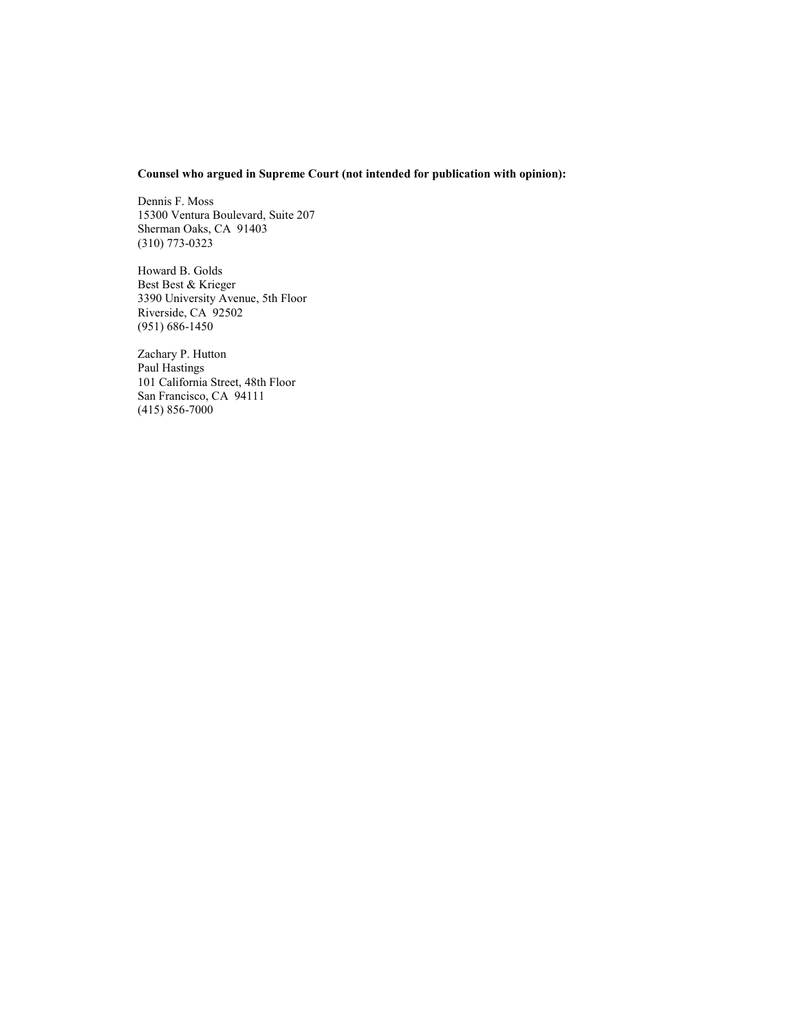**Counsel who argued in Supreme Court (not intended for publication with opinion):**

Dennis F. Moss
15300 Ventura Boulevard, Suite 207
Sherman Oaks, CA 91403
(310) 773-0323

Howard B. Golds
Best Best & Krieger
3390 University Avenue, 5th Floor
Riverside, CA 92502
(951) 686-1450

Zachary P. Hutton
Paul Hastings
101 California Street, 48th Floor
San Francisco, CA 94111
(415) 856-7000